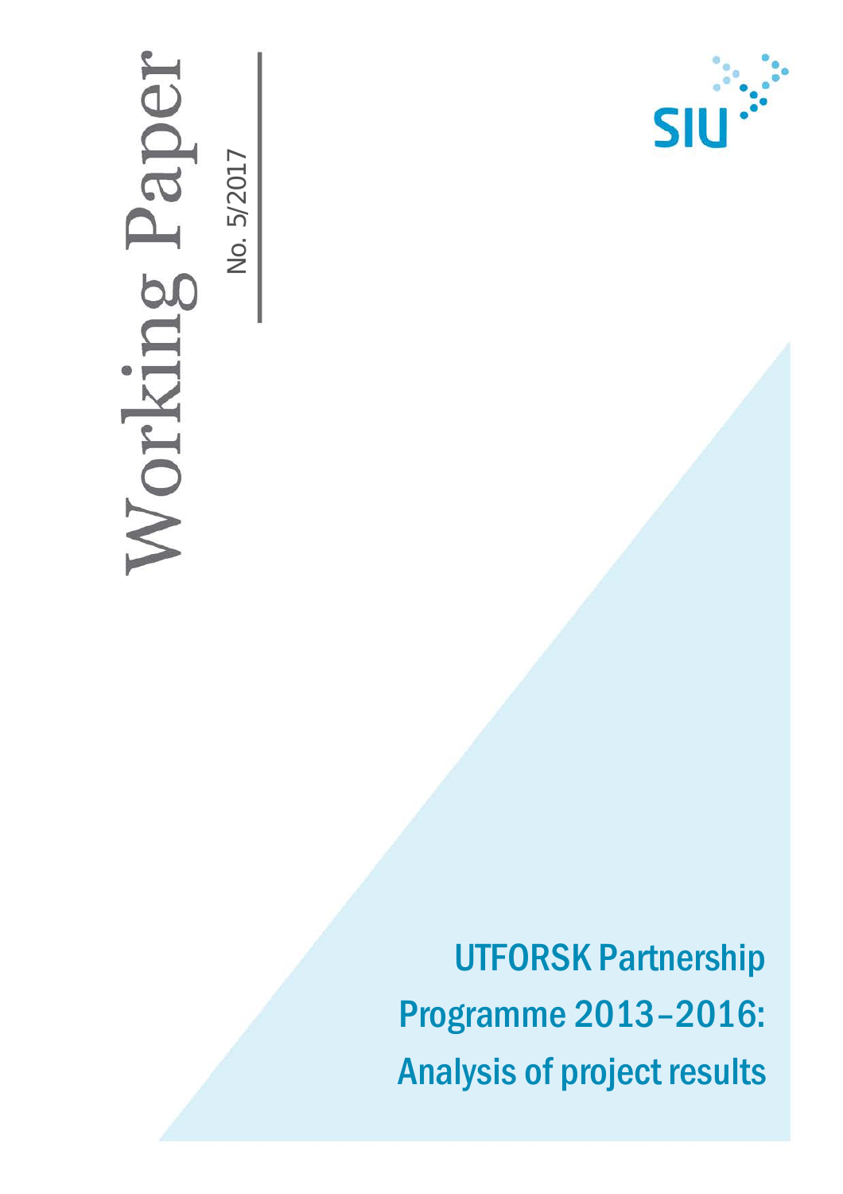Working Paper

No. 5/2017

SIU

# UTFORSK Partnership Programme 2013–2016: Analysis of project results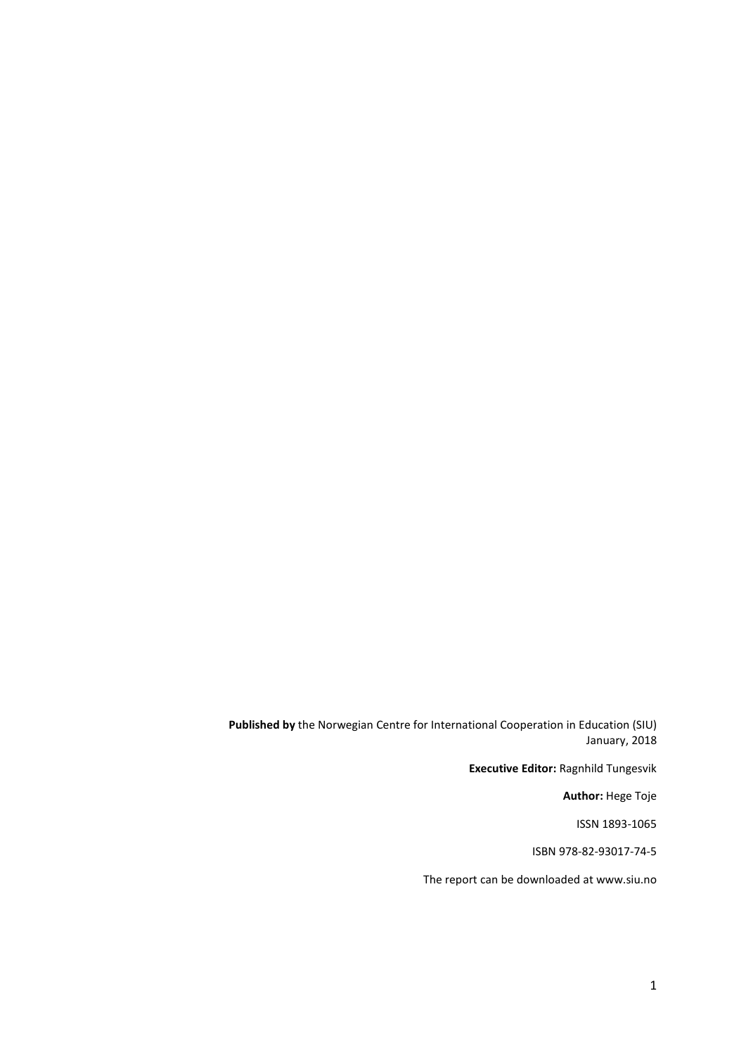**Published by** the Norwegian Centre for International Cooperation in Education (SIU)
January, 2018

**Executive Editor:** Ragnhild Tungesvik

**Author:** Hege Toje

ISSN 1893-1065

ISBN 978-82-93017-74-5

The report can be downloaded at www.siu.no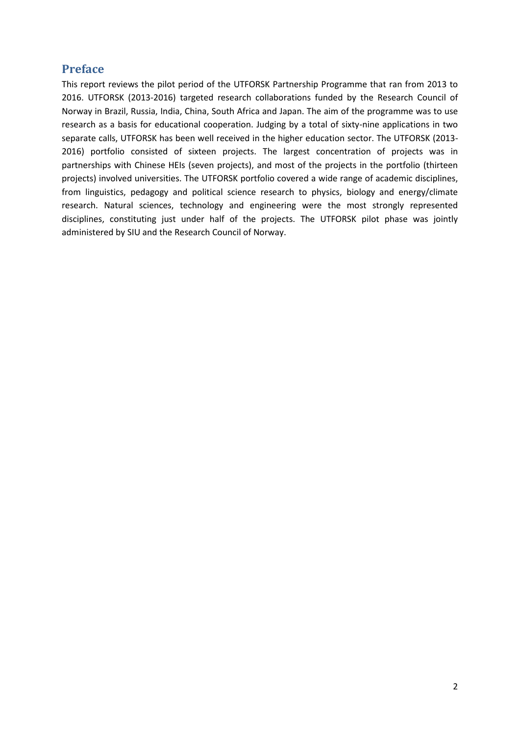## Preface

This report reviews the pilot period of the UTFORSK Partnership Programme that ran from 2013 to 2016. UTFORSK (2013-2016) targeted research collaborations funded by the Research Council of Norway in Brazil, Russia, India, China, South Africa and Japan. The aim of the programme was to use research as a basis for educational cooperation. Judging by a total of sixty-nine applications in two separate calls, UTFORSK has been well received in the higher education sector. The UTFORSK (2013-2016) portfolio consisted of sixteen projects. The largest concentration of projects was in partnerships with Chinese HEIs (seven projects), and most of the projects in the portfolio (thirteen projects) involved universities. The UTFORSK portfolio covered a wide range of academic disciplines, from linguistics, pedagogy and political science research to physics, biology and energy/climate research. Natural sciences, technology and engineering were the most strongly represented disciplines, constituting just under half of the projects. The UTFORSK pilot phase was jointly administered by SIU and the Research Council of Norway.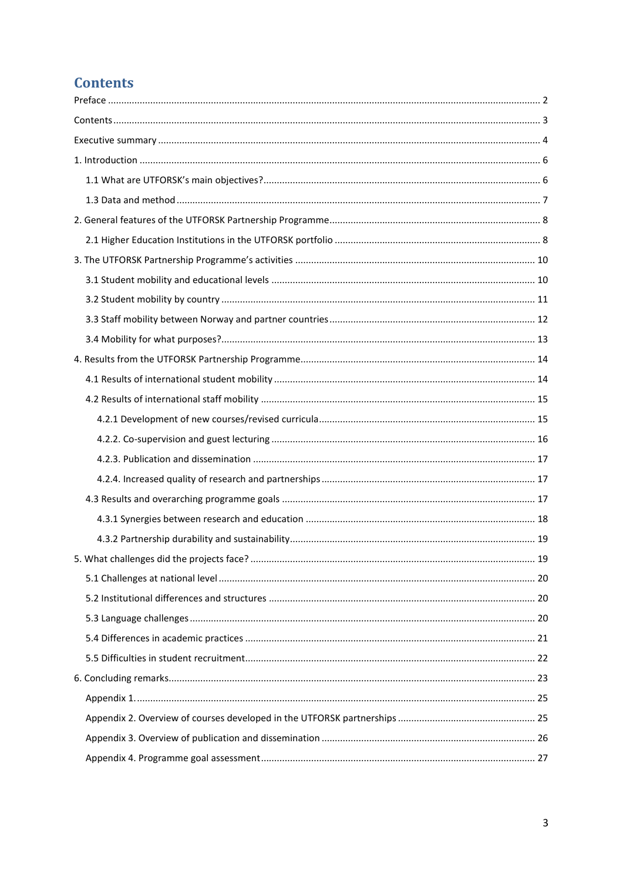# Contents

Preface ........................................................................ 2

Contents ........................................................................ 3

Executive summary ........................................................................ 4

1. Introduction ........................................................................ 6

   1.1 What are UTFORSK's main objectives? ........................................................................ 6

   1.3 Data and method ........................................................................ 7

2. General features of the UTFORSK Partnership Programme ........................................................................ 8

   2.1 Higher Education Institutions in the UTFORSK portfolio ........................................................................ 8

3. The UTFORSK Partnership Programme's activities ........................................................................ 10

   3.1 Student mobility and educational levels ........................................................................ 10

   3.2 Student mobility by country ........................................................................ 11

   3.3 Staff mobility between Norway and partner countries ........................................................................ 12

   3.4 Mobility for what purposes? ........................................................................ 13

4. Results from the UTFORSK Partnership Programme ........................................................................ 14

   4.1 Results of international student mobility ........................................................................ 14

   4.2 Results of international staff mobility ........................................................................ 15

      4.2.1 Development of new courses/revised curricula ........................................................................ 15

      4.2.2. Co-supervision and guest lecturing ........................................................................ 16

      4.2.3. Publication and dissemination ........................................................................ 17

      4.2.4. Increased quality of research and partnerships ........................................................................ 17

   4.3 Results and overarching programme goals ........................................................................ 17

      4.3.1 Synergies between research and education ........................................................................ 18

      4.3.2 Partnership durability and sustainability ........................................................................ 19

5. What challenges did the projects face? ........................................................................ 19

   5.1 Challenges at national level ........................................................................ 20

   5.2 Institutional differences and structures ........................................................................ 20

   5.3 Language challenges ........................................................................ 20

   5.4 Differences in academic practices ........................................................................ 21

   5.5 Difficulties in student recruitment ........................................................................ 22

6. Concluding remarks ........................................................................ 23

   Appendix 1. ........................................................................ 25

   Appendix 2. Overview of courses developed in the UTFORSK partnerships ........................................................................ 25

   Appendix 3. Overview of publication and dissemination ........................................................................ 26

   Appendix 4. Programme goal assessment ........................................................................ 27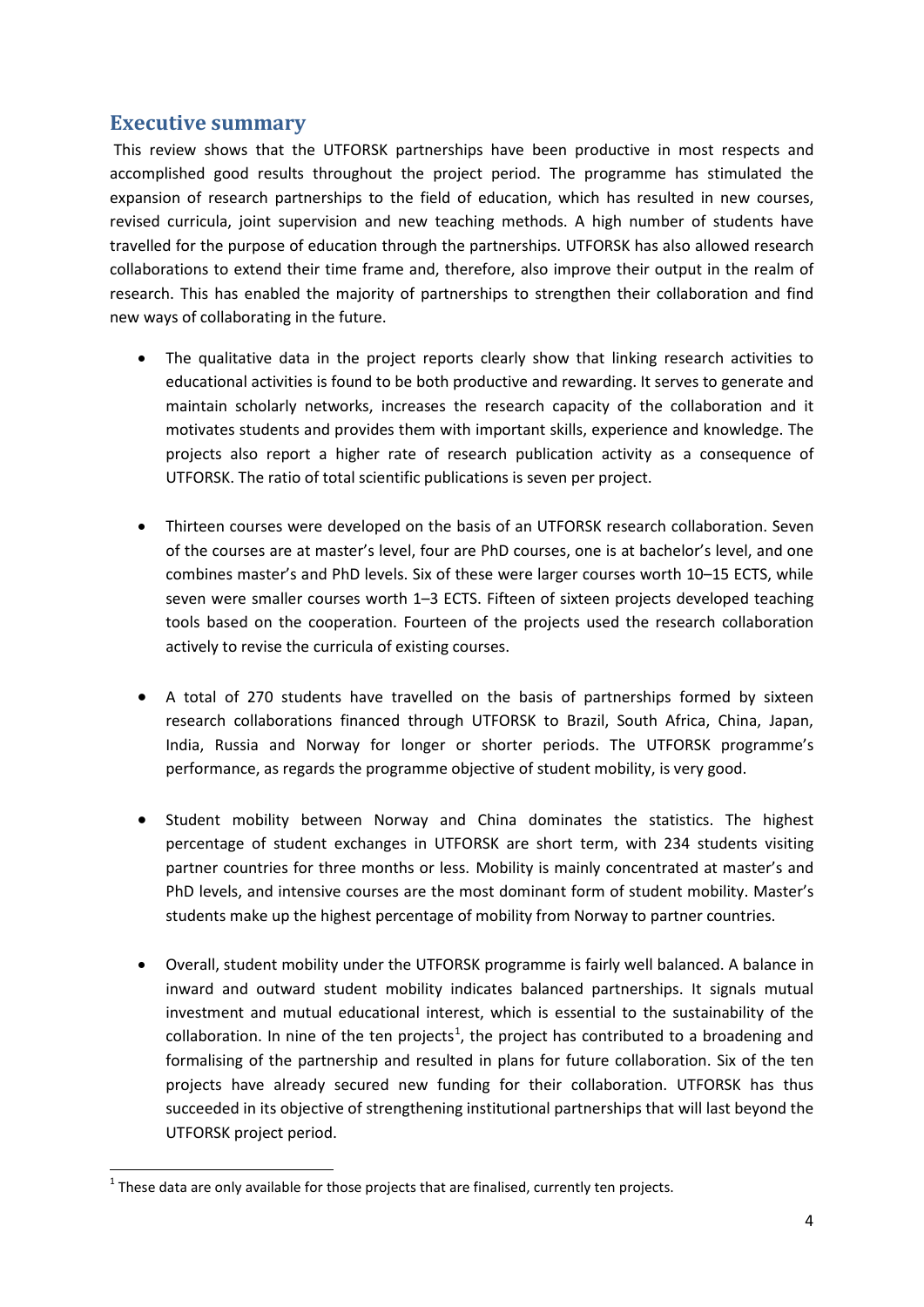## Executive summary

This review shows that the UTFORSK partnerships have been productive in most respects and accomplished good results throughout the project period. The programme has stimulated the expansion of research partnerships to the field of education, which has resulted in new courses, revised curricula, joint supervision and new teaching methods. A high number of students have travelled for the purpose of education through the partnerships. UTFORSK has also allowed research collaborations to extend their time frame and, therefore, also improve their output in the realm of research. This has enabled the majority of partnerships to strengthen their collaboration and find new ways of collaborating in the future.

- The qualitative data in the project reports clearly show that linking research activities to educational activities is found to be both productive and rewarding. It serves to generate and maintain scholarly networks, increases the research capacity of the collaboration and it motivates students and provides them with important skills, experience and knowledge. The projects also report a higher rate of research publication activity as a consequence of UTFORSK. The ratio of total scientific publications is seven per project.

- Thirteen courses were developed on the basis of an UTFORSK research collaboration. Seven of the courses are at master's level, four are PhD courses, one is at bachelor's level, and one combines master's and PhD levels. Six of these were larger courses worth 10–15 ECTS, while seven were smaller courses worth 1–3 ECTS. Fifteen of sixteen projects developed teaching tools based on the cooperation. Fourteen of the projects used the research collaboration actively to revise the curricula of existing courses.

- A total of 270 students have travelled on the basis of partnerships formed by sixteen research collaborations financed through UTFORSK to Brazil, South Africa, China, Japan, India, Russia and Norway for longer or shorter periods. The UTFORSK programme's performance, as regards the programme objective of student mobility, is very good.

- Student mobility between Norway and China dominates the statistics. The highest percentage of student exchanges in UTFORSK are short term, with 234 students visiting partner countries for three months or less. Mobility is mainly concentrated at master's and PhD levels, and intensive courses are the most dominant form of student mobility. Master's students make up the highest percentage of mobility from Norway to partner countries.

- Overall, student mobility under the UTFORSK programme is fairly well balanced. A balance in inward and outward student mobility indicates balanced partnerships. It signals mutual investment and mutual educational interest, which is essential to the sustainability of the collaboration. In nine of the ten projects[1], the project has contributed to a broadening and formalising of the partnership and resulted in plans for future collaboration. Six of the ten projects have already secured new funding for their collaboration. UTFORSK has thus succeeded in its objective of strengthening institutional partnerships that will last beyond the UTFORSK project period.

[1] These data are only available for those projects that are finalised, currently ten projects.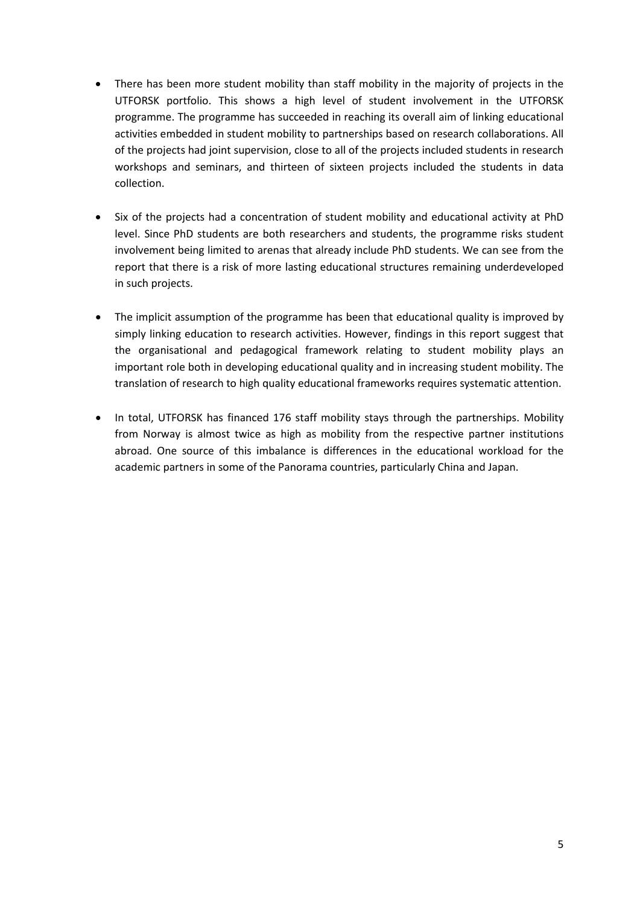- There has been more student mobility than staff mobility in the majority of projects in the UTFORSK portfolio. This shows a high level of student involvement in the UTFORSK programme. The programme has succeeded in reaching its overall aim of linking educational activities embedded in student mobility to partnerships based on research collaborations. All of the projects had joint supervision, close to all of the projects included students in research workshops and seminars, and thirteen of sixteen projects included the students in data collection.

- Six of the projects had a concentration of student mobility and educational activity at PhD level. Since PhD students are both researchers and students, the programme risks student involvement being limited to arenas that already include PhD students. We can see from the report that there is a risk of more lasting educational structures remaining underdeveloped in such projects.

- The implicit assumption of the programme has been that educational quality is improved by simply linking education to research activities. However, findings in this report suggest that the organisational and pedagogical framework relating to student mobility plays an important role both in developing educational quality and in increasing student mobility. The translation of research to high quality educational frameworks requires systematic attention.

- In total, UTFORSK has financed 176 staff mobility stays through the partnerships. Mobility from Norway is almost twice as high as mobility from the respective partner institutions abroad. One source of this imbalance is differences in the educational workload for the academic partners in some of the Panorama countries, particularly China and Japan.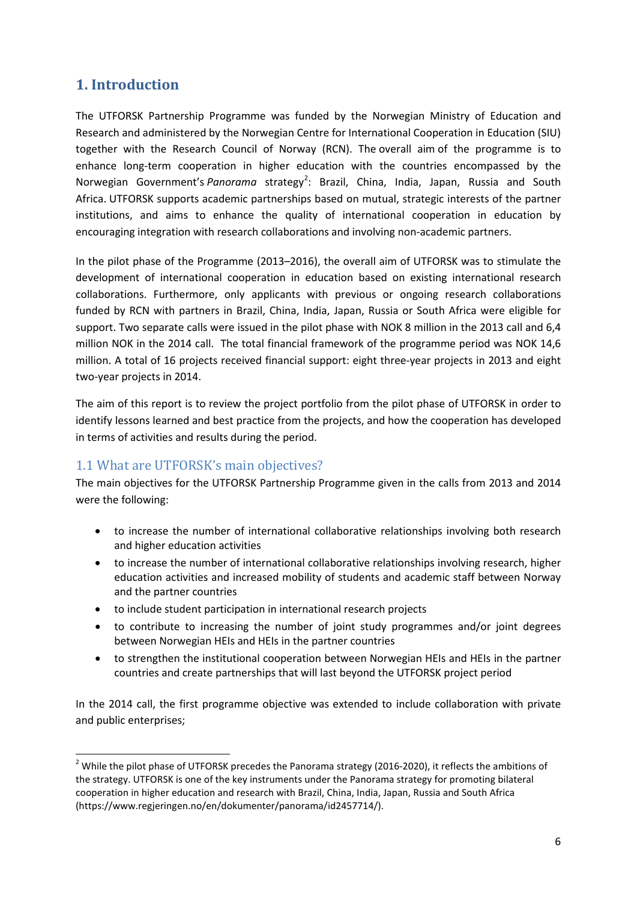# 1. Introduction

The UTFORSK Partnership Programme was funded by the Norwegian Ministry of Education and Research and administered by the Norwegian Centre for International Cooperation in Education (SIU) together with the Research Council of Norway (RCN). The overall aim of the programme is to enhance long-term cooperation in higher education with the countries encompassed by the Norwegian Government's *Panorama* strategy[2]: Brazil, China, India, Japan, Russia and South Africa. UTFORSK supports academic partnerships based on mutual, strategic interests of the partner institutions, and aims to enhance the quality of international cooperation in education by encouraging integration with research collaborations and involving non-academic partners.

In the pilot phase of the Programme (2013–2016), the overall aim of UTFORSK was to stimulate the development of international cooperation in education based on existing international research collaborations. Furthermore, only applicants with previous or ongoing research collaborations funded by RCN with partners in Brazil, China, India, Japan, Russia or South Africa were eligible for support. Two separate calls were issued in the pilot phase with NOK 8 million in the 2013 call and 6,4 million NOK in the 2014 call. The total financial framework of the programme period was NOK 14,6 million. A total of 16 projects received financial support: eight three-year projects in 2013 and eight two-year projects in 2014.

The aim of this report is to review the project portfolio from the pilot phase of UTFORSK in order to identify lessons learned and best practice from the projects, and how the cooperation has developed in terms of activities and results during the period.

## 1.1 What are UTFORSK's main objectives?

The main objectives for the UTFORSK Partnership Programme given in the calls from 2013 and 2014 were the following:

- to increase the number of international collaborative relationships involving both research and higher education activities
- to increase the number of international collaborative relationships involving research, higher education activities and increased mobility of students and academic staff between Norway and the partner countries
- to include student participation in international research projects
- to contribute to increasing the number of joint study programmes and/or joint degrees between Norwegian HEIs and HEIs in the partner countries
- to strengthen the institutional cooperation between Norwegian HEIs and HEIs in the partner countries and create partnerships that will last beyond the UTFORSK project period

In the 2014 call, the first programme objective was extended to include collaboration with private and public enterprises;

[2] While the pilot phase of UTFORSK precedes the Panorama strategy (2016-2020), it reflects the ambitions of the strategy. UTFORSK is one of the key instruments under the Panorama strategy for promoting bilateral cooperation in higher education and research with Brazil, China, India, Japan, Russia and South Africa (https://www.regjeringen.no/en/dokumenter/panorama/id2457714/).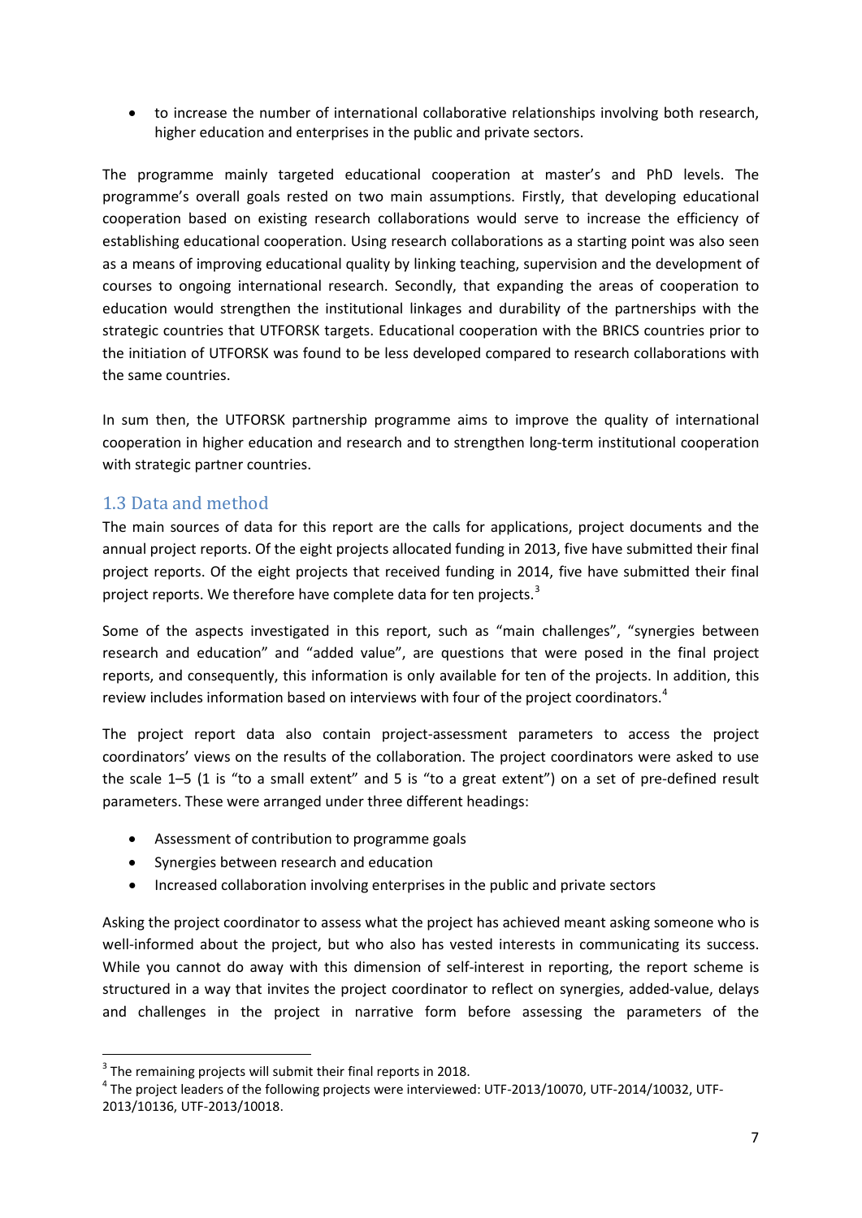- to increase the number of international collaborative relationships involving both research, higher education and enterprises in the public and private sectors.

The programme mainly targeted educational cooperation at master's and PhD levels. The programme's overall goals rested on two main assumptions. Firstly, that developing educational cooperation based on existing research collaborations would serve to increase the efficiency of establishing educational cooperation. Using research collaborations as a starting point was also seen as a means of improving educational quality by linking teaching, supervision and the development of courses to ongoing international research. Secondly, that expanding the areas of cooperation to education would strengthen the institutional linkages and durability of the partnerships with the strategic countries that UTFORSK targets. Educational cooperation with the BRICS countries prior to the initiation of UTFORSK was found to be less developed compared to research collaborations with the same countries.

In sum then, the UTFORSK partnership programme aims to improve the quality of international cooperation in higher education and research and to strengthen long-term institutional cooperation with strategic partner countries.

## 1.3 Data and method

The main sources of data for this report are the calls for applications, project documents and the annual project reports. Of the eight projects allocated funding in 2013, five have submitted their final project reports. Of the eight projects that received funding in 2014, five have submitted their final project reports. We therefore have complete data for ten projects.[3]

Some of the aspects investigated in this report, such as "main challenges", "synergies between research and education" and "added value", are questions that were posed in the final project reports, and consequently, this information is only available for ten of the projects. In addition, this review includes information based on interviews with four of the project coordinators.[4]

The project report data also contain project-assessment parameters to access the project coordinators' views on the results of the collaboration. The project coordinators were asked to use the scale 1–5 (1 is "to a small extent" and 5 is "to a great extent") on a set of pre-defined result parameters. These were arranged under three different headings:

- Assessment of contribution to programme goals
- Synergies between research and education
- Increased collaboration involving enterprises in the public and private sectors

Asking the project coordinator to assess what the project has achieved meant asking someone who is well-informed about the project, but who also has vested interests in communicating its success. While you cannot do away with this dimension of self-interest in reporting, the report scheme is structured in a way that invites the project coordinator to reflect on synergies, added-value, delays and challenges in the project in narrative form before assessing the parameters of the

[3] The remaining projects will submit their final reports in 2018.

[4] The project leaders of the following projects were interviewed: UTF-2013/10070, UTF-2014/10032, UTF-2013/10136, UTF-2013/10018.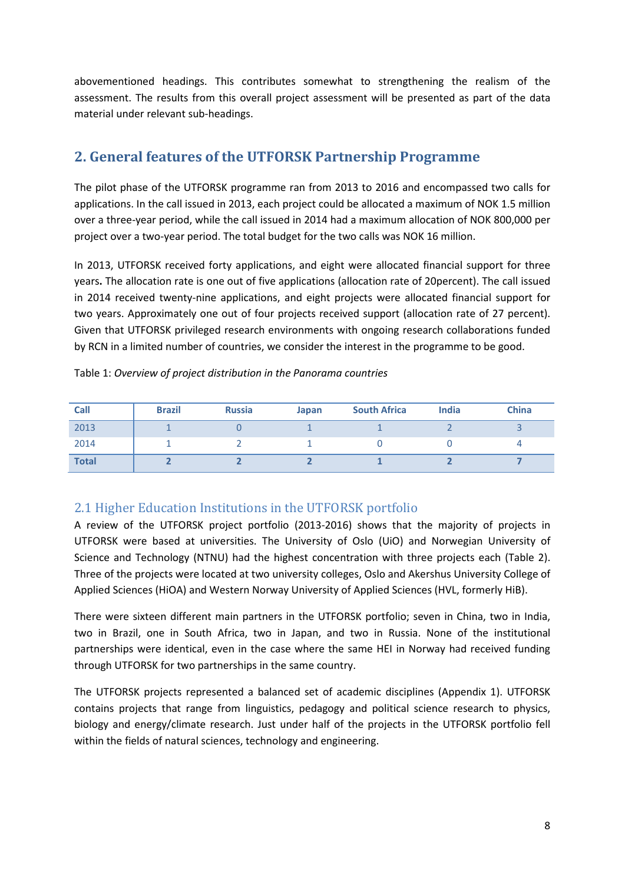abovementioned headings. This contributes somewhat to strengthening the realism of the assessment. The results from this overall project assessment will be presented as part of the data material under relevant sub-headings.

## 2. General features of the UTFORSK Partnership Programme

The pilot phase of the UTFORSK programme ran from 2013 to 2016 and encompassed two calls for applications. In the call issued in 2013, each project could be allocated a maximum of NOK 1.5 million over a three-year period, while the call issued in 2014 had a maximum allocation of NOK 800,000 per project over a two-year period. The total budget for the two calls was NOK 16 million.

In 2013, UTFORSK received forty applications, and eight were allocated financial support for three years**.** The allocation rate is one out of five applications (allocation rate of 20percent). The call issued in 2014 received twenty-nine applications, and eight projects were allocated financial support for two years. Approximately one out of four projects received support (allocation rate of 27 percent). Given that UTFORSK privileged research environments with ongoing research collaborations funded by RCN in a limited number of countries, we consider the interest in the programme to be good.

Table 1: *Overview of project distribution in the Panorama countries*

| Call | Brazil | Russia | Japan | South Africa | India | China |
|---|---|---|---|---|---|---|
| 2013 | 1 | 0 | 1 | 1 | 2 | 3 |
| 2014 | 1 | 2 | 1 | 0 | 0 | 4 |
| **Total** | **2** | **2** | **2** | **1** | **2** | **7** |

### 2.1 Higher Education Institutions in the UTFORSK portfolio

A review of the UTFORSK project portfolio (2013-2016) shows that the majority of projects in UTFORSK were based at universities. The University of Oslo (UiO) and Norwegian University of Science and Technology (NTNU) had the highest concentration with three projects each (Table 2). Three of the projects were located at two university colleges, Oslo and Akershus University College of Applied Sciences (HiOA) and Western Norway University of Applied Sciences (HVL, formerly HiB).

There were sixteen different main partners in the UTFORSK portfolio; seven in China, two in India, two in Brazil, one in South Africa, two in Japan, and two in Russia. None of the institutional partnerships were identical, even in the case where the same HEI in Norway had received funding through UTFORSK for two partnerships in the same country.

The UTFORSK projects represented a balanced set of academic disciplines (Appendix 1). UTFORSK contains projects that range from linguistics, pedagogy and political science research to physics, biology and energy/climate research. Just under half of the projects in the UTFORSK portfolio fell within the fields of natural sciences, technology and engineering.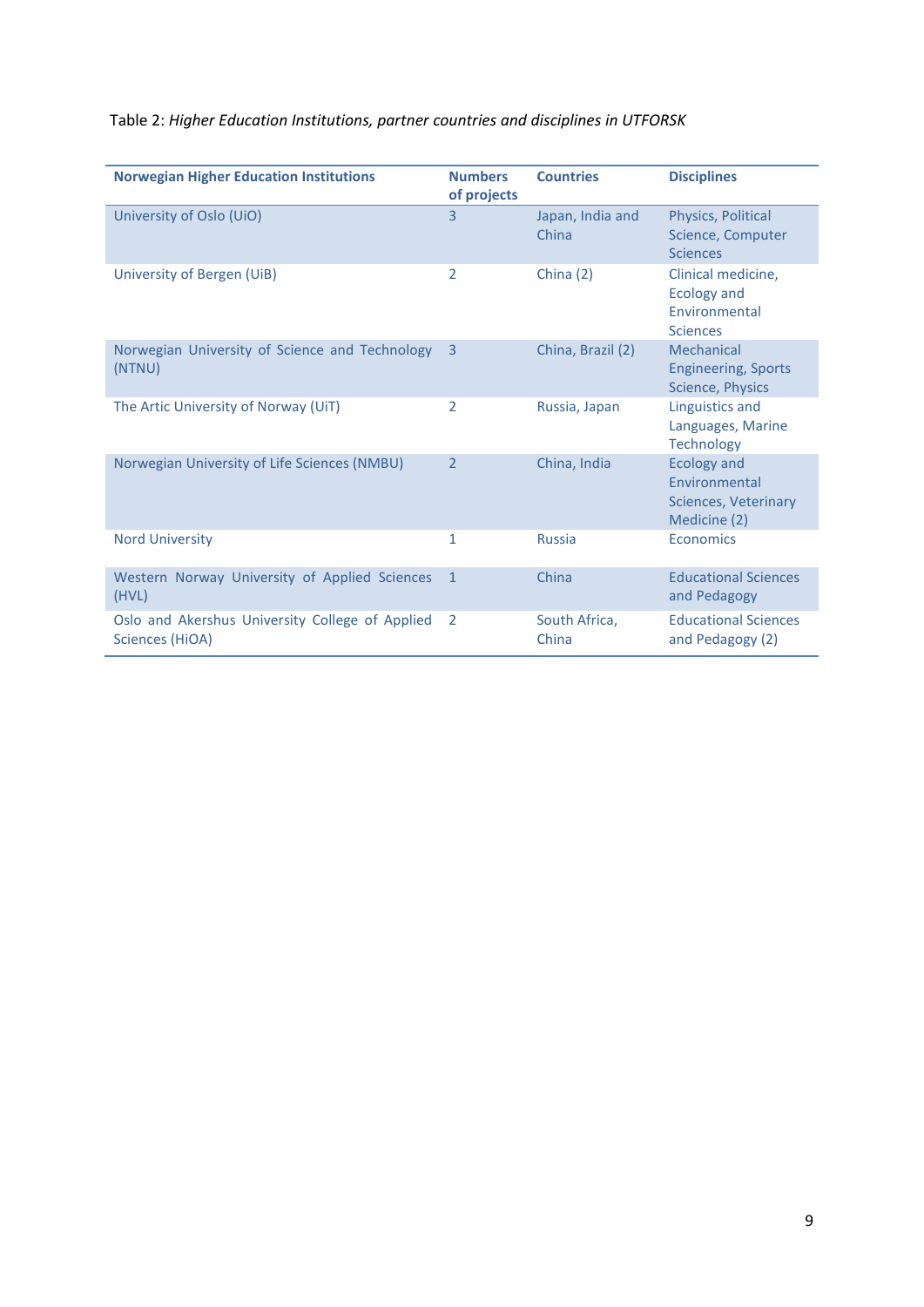Table 2: *Higher Education Institutions, partner countries and disciplines in UTFORSK*

| Norwegian Higher Education Institutions | Numbers of projects | Countries | Disciplines |
|---|---|---|---|
| University of Oslo (UiO) | 3 | Japan, India and China | Physics, Political Science, Computer Sciences |
| University of Bergen (UiB) | 2 | China (2) | Clinical medicine, Ecology and Environmental Sciences |
| Norwegian University of Science and Technology (NTNU) | 3 | China, Brazil (2) | Mechanical Engineering, Sports Science, Physics |
| The Artic University of Norway (UiT) | 2 | Russia, Japan | Linguistics and Languages, Marine Technology |
| Norwegian University of Life Sciences (NMBU) | 2 | China, India | Ecology and Environmental Sciences, Veterinary Medicine (2) |
| Nord University | 1 | Russia | Economics |
| Western Norway University of Applied Sciences (HVL) | 1 | China | Educational Sciences and Pedagogy |
| Oslo and Akershus University College of Applied Sciences (HiOA) | 2 | South Africa, China | Educational Sciences and Pedagogy (2) |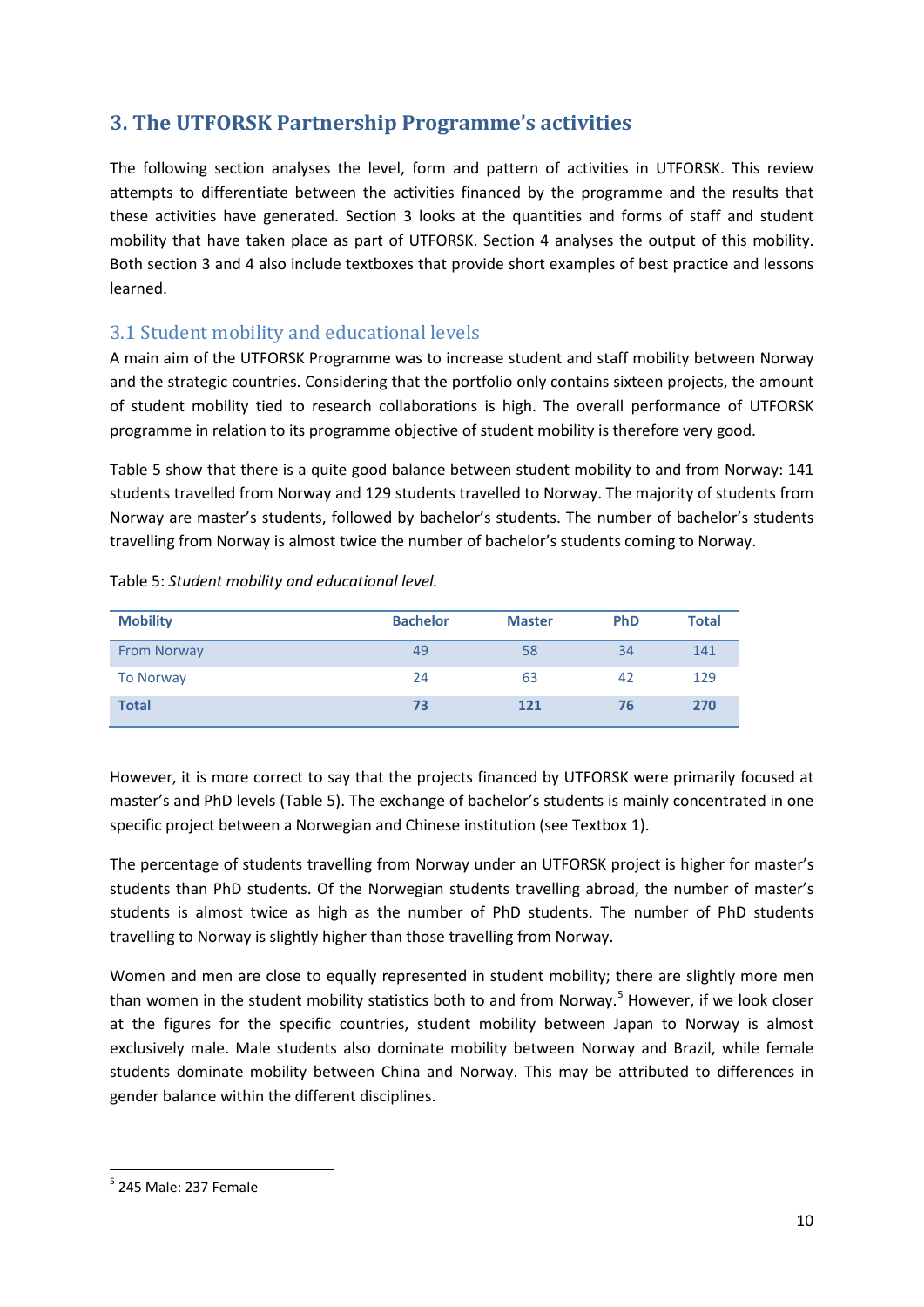# 3. The UTFORSK Partnership Programme's activities

The following section analyses the level, form and pattern of activities in UTFORSK. This review attempts to differentiate between the activities financed by the programme and the results that these activities have generated. Section 3 looks at the quantities and forms of staff and student mobility that have taken place as part of UTFORSK. Section 4 analyses the output of this mobility. Both section 3 and 4 also include textboxes that provide short examples of best practice and lessons learned.

## 3.1 Student mobility and educational levels

A main aim of the UTFORSK Programme was to increase student and staff mobility between Norway and the strategic countries. Considering that the portfolio only contains sixteen projects, the amount of student mobility tied to research collaborations is high. The overall performance of UTFORSK programme in relation to its programme objective of student mobility is therefore very good.

Table 5 show that there is a quite good balance between student mobility to and from Norway: 141 students travelled from Norway and 129 students travelled to Norway. The majority of students from Norway are master's students, followed by bachelor's students. The number of bachelor's students travelling from Norway is almost twice the number of bachelor's students coming to Norway.

Table 5: *Student mobility and educational level.*

| Mobility | Bachelor | Master | PhD | Total |
|---|---|---|---|---|
| From Norway | 49 | 58 | 34 | 141 |
| To Norway | 24 | 63 | 42 | 129 |
| **Total** | **73** | **121** | **76** | **270** |

However, it is more correct to say that the projects financed by UTFORSK were primarily focused at master's and PhD levels (Table 5). The exchange of bachelor's students is mainly concentrated in one specific project between a Norwegian and Chinese institution (see Textbox 1).

The percentage of students travelling from Norway under an UTFORSK project is higher for master's students than PhD students. Of the Norwegian students travelling abroad, the number of master's students is almost twice as high as the number of PhD students. The number of PhD students travelling to Norway is slightly higher than those travelling from Norway.

Women and men are close to equally represented in student mobility; there are slightly more men than women in the student mobility statistics both to and from Norway.[5] However, if we look closer at the figures for the specific countries, student mobility between Japan to Norway is almost exclusively male. Male students also dominate mobility between Norway and Brazil, while female students dominate mobility between China and Norway. This may be attributed to differences in gender balance within the different disciplines.

[5] 245 Male: 237 Female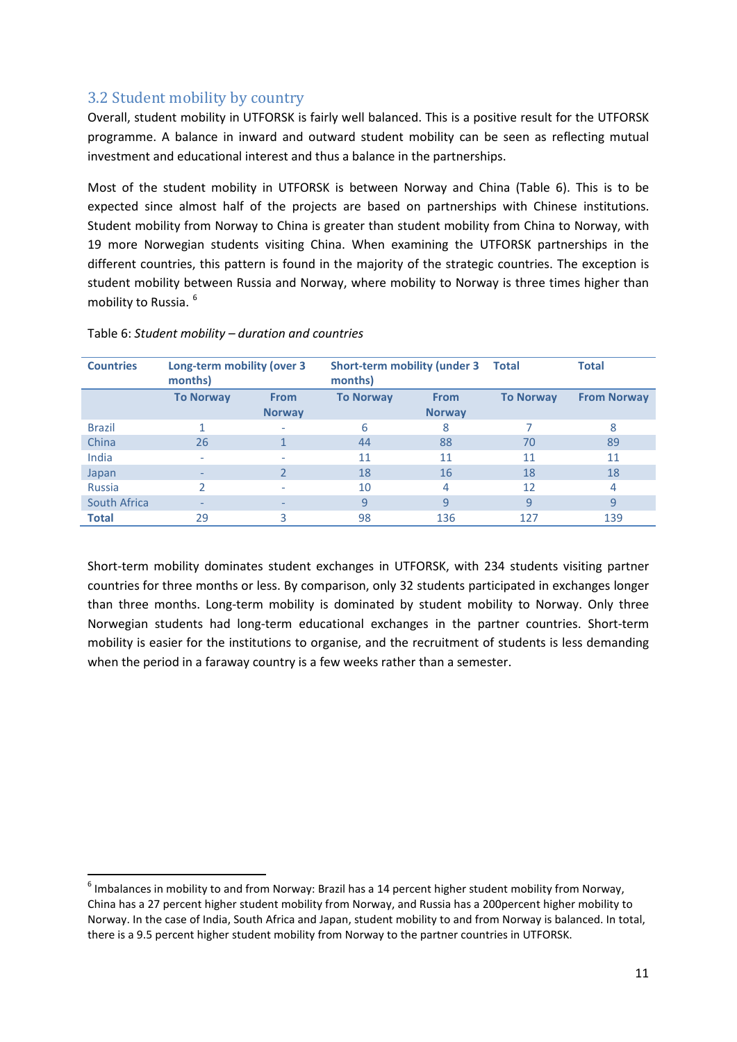## 3.2 Student mobility by country

Overall, student mobility in UTFORSK is fairly well balanced. This is a positive result for the UTFORSK programme. A balance in inward and outward student mobility can be seen as reflecting mutual investment and educational interest and thus a balance in the partnerships.

Most of the student mobility in UTFORSK is between Norway and China (Table 6). This is to be expected since almost half of the projects are based on partnerships with Chinese institutions. Student mobility from Norway to China is greater than student mobility from China to Norway, with 19 more Norwegian students visiting China. When examining the UTFORSK partnerships in the different countries, this pattern is found in the majority of the strategic countries. The exception is student mobility between Russia and Norway, where mobility to Norway is three times higher than mobility to Russia. [6]

Table 6: *Student mobility – duration and countries*

| Countries | Long-term mobility (over 3 months) | | Short-term mobility (under 3 months) | | Total | Total |
|---|---|---|---|---|---|---|
| | To Norway | From Norway | To Norway | From Norway | To Norway | From Norway |
| Brazil | 1 | - | 6 | 8 | 7 | 8 |
| China | 26 | 1 | 44 | 88 | 70 | 89 |
| India | - | - | 11 | 11 | 11 | 11 |
| Japan | - | 2 | 18 | 16 | 18 | 18 |
| Russia | 2 | - | 10 | 4 | 12 | 4 |
| South Africa | - | - | 9 | 9 | 9 | 9 |
| **Total** | 29 | 3 | 98 | 136 | 127 | 139 |

Short-term mobility dominates student exchanges in UTFORSK, with 234 students visiting partner countries for three months or less. By comparison, only 32 students participated in exchanges longer than three months. Long-term mobility is dominated by student mobility to Norway. Only three Norwegian students had long-term educational exchanges in the partner countries. Short-term mobility is easier for the institutions to organise, and the recruitment of students is less demanding when the period in a faraway country is a few weeks rather than a semester.

---

[6] Imbalances in mobility to and from Norway: Brazil has a 14 percent higher student mobility from Norway, China has a 27 percent higher student mobility from Norway, and Russia has a 200percent higher mobility to Norway. In the case of India, South Africa and Japan, student mobility to and from Norway is balanced. In total, there is a 9.5 percent higher student mobility from Norway to the partner countries in UTFORSK.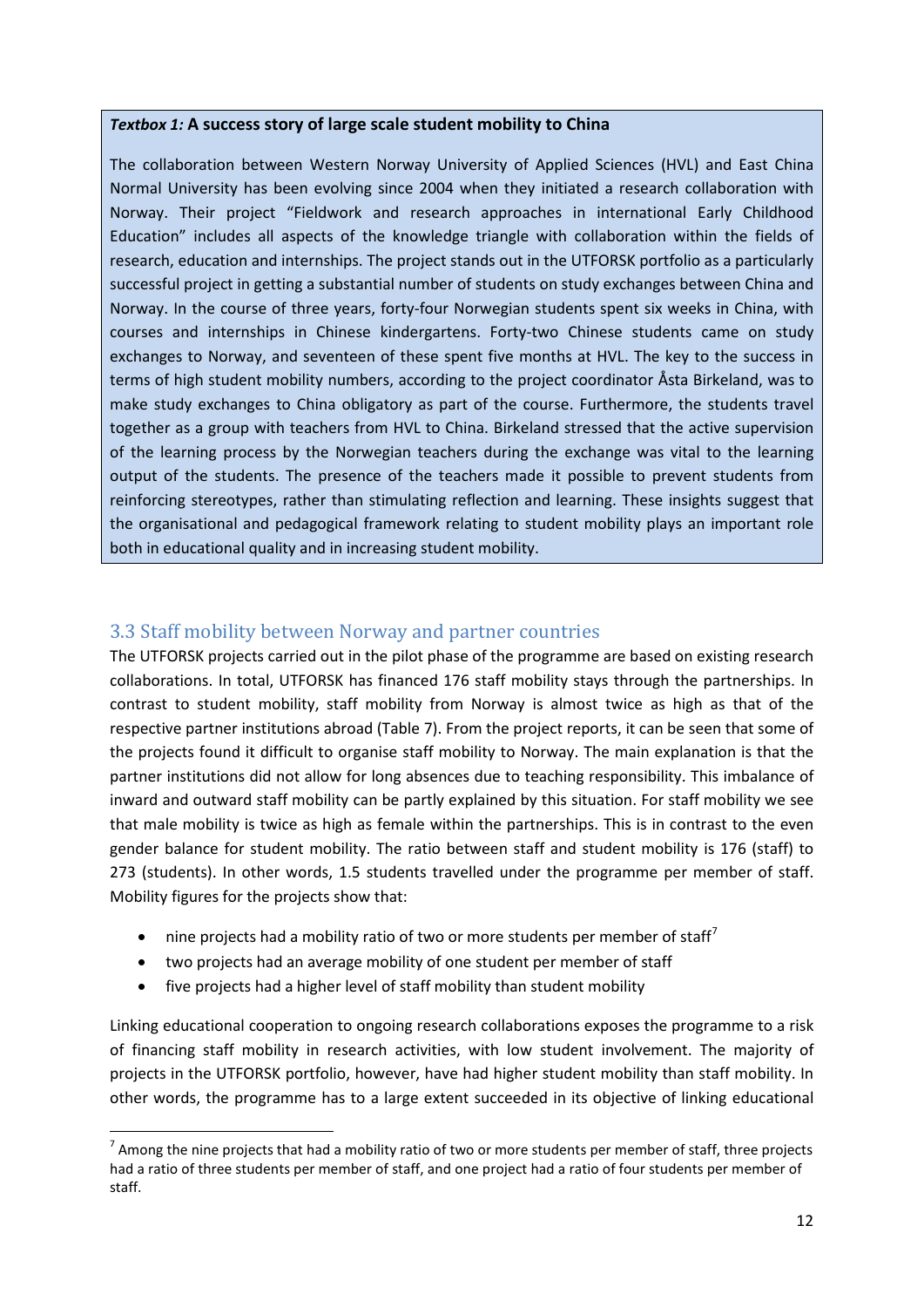> ***Textbox 1:* A success story of large scale student mobility to China**
>
> The collaboration between Western Norway University of Applied Sciences (HVL) and East China Normal University has been evolving since 2004 when they initiated a research collaboration with Norway. Their project "Fieldwork and research approaches in international Early Childhood Education" includes all aspects of the knowledge triangle with collaboration within the fields of research, education and internships. The project stands out in the UTFORSK portfolio as a particularly successful project in getting a substantial number of students on study exchanges between China and Norway. In the course of three years, forty-four Norwegian students spent six weeks in China, with courses and internships in Chinese kindergartens. Forty-two Chinese students came on study exchanges to Norway, and seventeen of these spent five months at HVL. The key to the success in terms of high student mobility numbers, according to the project coordinator Åsta Birkeland, was to make study exchanges to China obligatory as part of the course. Furthermore, the students travel together as a group with teachers from HVL to China. Birkeland stressed that the active supervision of the learning process by the Norwegian teachers during the exchange was vital to the learning output of the students. The presence of the teachers made it possible to prevent students from reinforcing stereotypes, rather than stimulating reflection and learning. These insights suggest that the organisational and pedagogical framework relating to student mobility plays an important role both in educational quality and in increasing student mobility.

## 3.3 Staff mobility between Norway and partner countries

The UTFORSK projects carried out in the pilot phase of the programme are based on existing research collaborations. In total, UTFORSK has financed 176 staff mobility stays through the partnerships. In contrast to student mobility, staff mobility from Norway is almost twice as high as that of the respective partner institutions abroad (Table 7). From the project reports, it can be seen that some of the projects found it difficult to organise staff mobility to Norway. The main explanation is that the partner institutions did not allow for long absences due to teaching responsibility. This imbalance of inward and outward staff mobility can be partly explained by this situation. For staff mobility we see that male mobility is twice as high as female within the partnerships. This is in contrast to the even gender balance for student mobility. The ratio between staff and student mobility is 176 (staff) to 273 (students). In other words, 1.5 students travelled under the programme per member of staff. Mobility figures for the projects show that:

- nine projects had a mobility ratio of two or more students per member of staff[7]
- two projects had an average mobility of one student per member of staff
- five projects had a higher level of staff mobility than student mobility

Linking educational cooperation to ongoing research collaborations exposes the programme to a risk of financing staff mobility in research activities, with low student involvement. The majority of projects in the UTFORSK portfolio, however, have had higher student mobility than staff mobility. In other words, the programme has to a large extent succeeded in its objective of linking educational

[7] Among the nine projects that had a mobility ratio of two or more students per member of staff, three projects had a ratio of three students per member of staff, and one project had a ratio of four students per member of staff.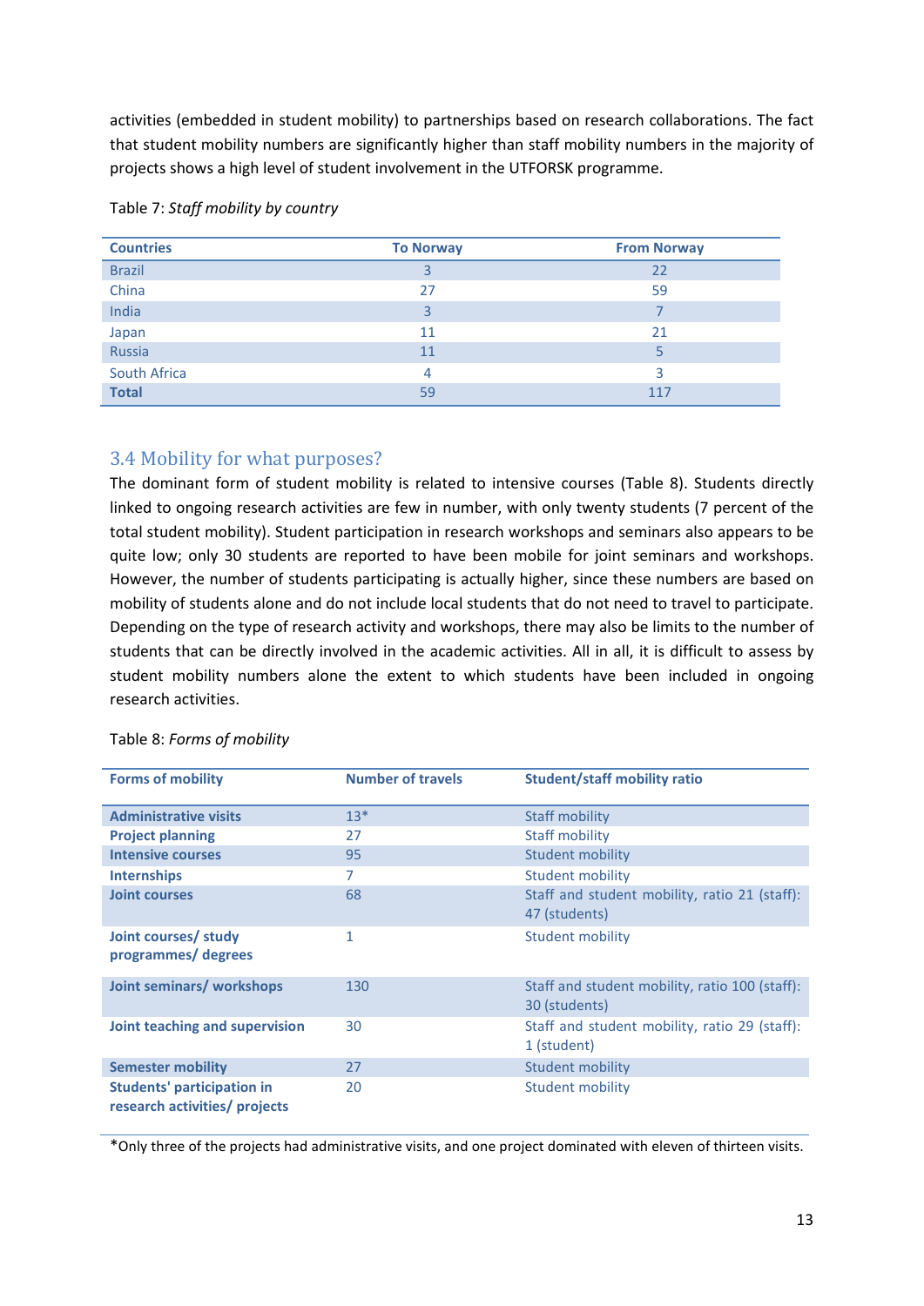activities (embedded in student mobility) to partnerships based on research collaborations. The fact that student mobility numbers are significantly higher than staff mobility numbers in the majority of projects shows a high level of student involvement in the UTFORSK programme.

Table 7: *Staff mobility by country*

| Countries | To Norway | From Norway |
|---|---|---|
| Brazil | 3 | 22 |
| China | 27 | 59 |
| India | 3 | 7 |
| Japan | 11 | 21 |
| Russia | 11 | 5 |
| South Africa | 4 | 3 |
| **Total** | 59 | 117 |

## 3.4 Mobility for what purposes?

The dominant form of student mobility is related to intensive courses (Table 8). Students directly linked to ongoing research activities are few in number, with only twenty students (7 percent of the total student mobility). Student participation in research workshops and seminars also appears to be quite low; only 30 students are reported to have been mobile for joint seminars and workshops. However, the number of students participating is actually higher, since these numbers are based on mobility of students alone and do not include local students that do not need to travel to participate. Depending on the type of research activity and workshops, there may also be limits to the number of students that can be directly involved in the academic activities. All in all, it is difficult to assess by student mobility numbers alone the extent to which students have been included in ongoing research activities.

Table 8: *Forms of mobility*

| Forms of mobility | Number of travels | Student/staff mobility ratio |
|---|---|---|
| **Administrative visits** | 13* | Staff mobility |
| **Project planning** | 27 | Staff mobility |
| **Intensive courses** | 95 | Student mobility |
| **Internships** | 7 | Student mobility |
| **Joint courses** | 68 | Staff and student mobility, ratio 21 (staff): 47 (students) |
| **Joint courses/ study programmes/ degrees** | 1 | Student mobility |
| **Joint seminars/ workshops** | 130 | Staff and student mobility, ratio 100 (staff): 30 (students) |
| **Joint teaching and supervision** | 30 | Staff and student mobility, ratio 29 (staff): 1 (student) |
| **Semester mobility** | 27 | Student mobility |
| **Students' participation in research activities/ projects** | 20 | Student mobility |

*Only three of the projects had administrative visits, and one project dominated with eleven of thirteen visits.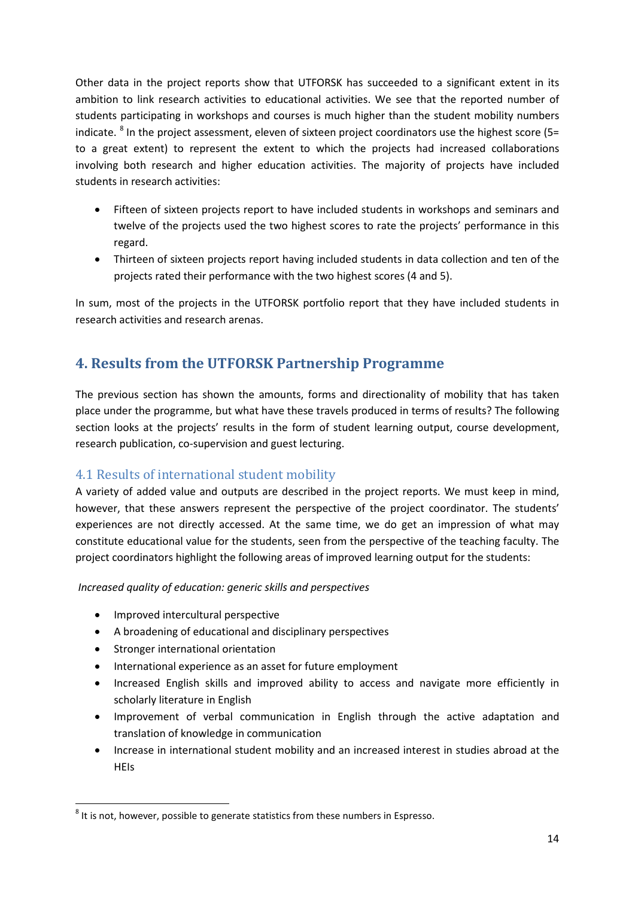Other data in the project reports show that UTFORSK has succeeded to a significant extent in its ambition to link research activities to educational activities. We see that the reported number of students participating in workshops and courses is much higher than the student mobility numbers indicate. [8] In the project assessment, eleven of sixteen project coordinators use the highest score (5= to a great extent) to represent the extent to which the projects had increased collaborations involving both research and higher education activities. The majority of projects have included students in research activities:

- Fifteen of sixteen projects report to have included students in workshops and seminars and twelve of the projects used the two highest scores to rate the projects' performance in this regard.
- Thirteen of sixteen projects report having included students in data collection and ten of the projects rated their performance with the two highest scores (4 and 5).

In sum, most of the projects in the UTFORSK portfolio report that they have included students in research activities and research arenas.

# 4. Results from the UTFORSK Partnership Programme

The previous section has shown the amounts, forms and directionality of mobility that has taken place under the programme, but what have these travels produced in terms of results? The following section looks at the projects' results in the form of student learning output, course development, research publication, co-supervision and guest lecturing.

## 4.1 Results of international student mobility

A variety of added value and outputs are described in the project reports. We must keep in mind, however, that these answers represent the perspective of the project coordinator. The students' experiences are not directly accessed. At the same time, we do get an impression of what may constitute educational value for the students, seen from the perspective of the teaching faculty. The project coordinators highlight the following areas of improved learning output for the students:

*Increased quality of education: generic skills and perspectives*

- Improved intercultural perspective
- A broadening of educational and disciplinary perspectives
- Stronger international orientation
- International experience as an asset for future employment
- Increased English skills and improved ability to access and navigate more efficiently in scholarly literature in English
- Improvement of verbal communication in English through the active adaptation and translation of knowledge in communication
- Increase in international student mobility and an increased interest in studies abroad at the HEIs

[8] It is not, however, possible to generate statistics from these numbers in Espresso.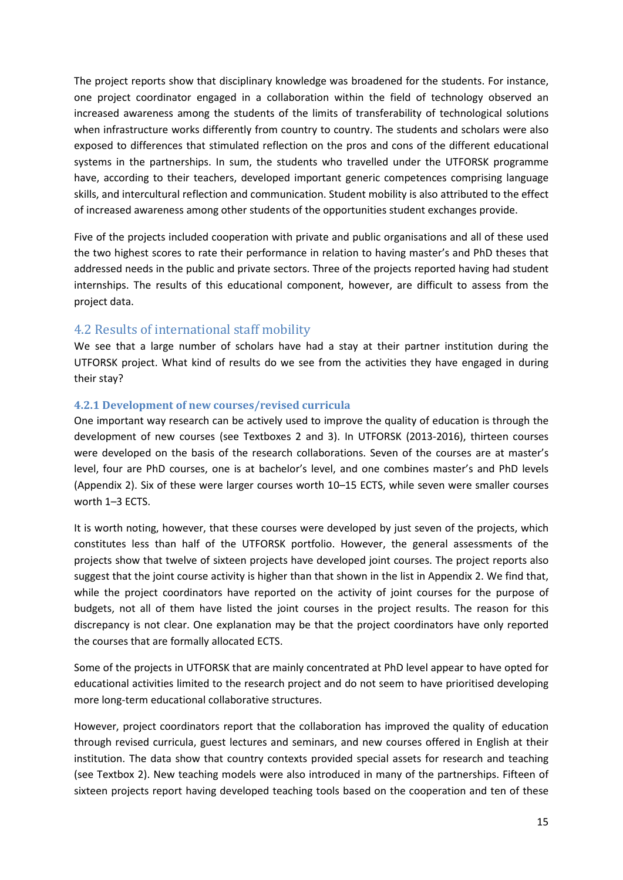The project reports show that disciplinary knowledge was broadened for the students. For instance, one project coordinator engaged in a collaboration within the field of technology observed an increased awareness among the students of the limits of transferability of technological solutions when infrastructure works differently from country to country. The students and scholars were also exposed to differences that stimulated reflection on the pros and cons of the different educational systems in the partnerships. In sum, the students who travelled under the UTFORSK programme have, according to their teachers, developed important generic competences comprising language skills, and intercultural reflection and communication. Student mobility is also attributed to the effect of increased awareness among other students of the opportunities student exchanges provide.

Five of the projects included cooperation with private and public organisations and all of these used the two highest scores to rate their performance in relation to having master's and PhD theses that addressed needs in the public and private sectors. Three of the projects reported having had student internships. The results of this educational component, however, are difficult to assess from the project data.

## 4.2 Results of international staff mobility

We see that a large number of scholars have had a stay at their partner institution during the UTFORSK project. What kind of results do we see from the activities they have engaged in during their stay?

### 4.2.1 Development of new courses/revised curricula

One important way research can be actively used to improve the quality of education is through the development of new courses (see Textboxes 2 and 3). In UTFORSK (2013-2016), thirteen courses were developed on the basis of the research collaborations. Seven of the courses are at master's level, four are PhD courses, one is at bachelor's level, and one combines master's and PhD levels (Appendix 2). Six of these were larger courses worth 10–15 ECTS, while seven were smaller courses worth 1–3 ECTS.

It is worth noting, however, that these courses were developed by just seven of the projects, which constitutes less than half of the UTFORSK portfolio. However, the general assessments of the projects show that twelve of sixteen projects have developed joint courses. The project reports also suggest that the joint course activity is higher than that shown in the list in Appendix 2. We find that, while the project coordinators have reported on the activity of joint courses for the purpose of budgets, not all of them have listed the joint courses in the project results. The reason for this discrepancy is not clear. One explanation may be that the project coordinators have only reported the courses that are formally allocated ECTS.

Some of the projects in UTFORSK that are mainly concentrated at PhD level appear to have opted for educational activities limited to the research project and do not seem to have prioritised developing more long-term educational collaborative structures.

However, project coordinators report that the collaboration has improved the quality of education through revised curricula, guest lectures and seminars, and new courses offered in English at their institution. The data show that country contexts provided special assets for research and teaching (see Textbox 2). New teaching models were also introduced in many of the partnerships. Fifteen of sixteen projects report having developed teaching tools based on the cooperation and ten of these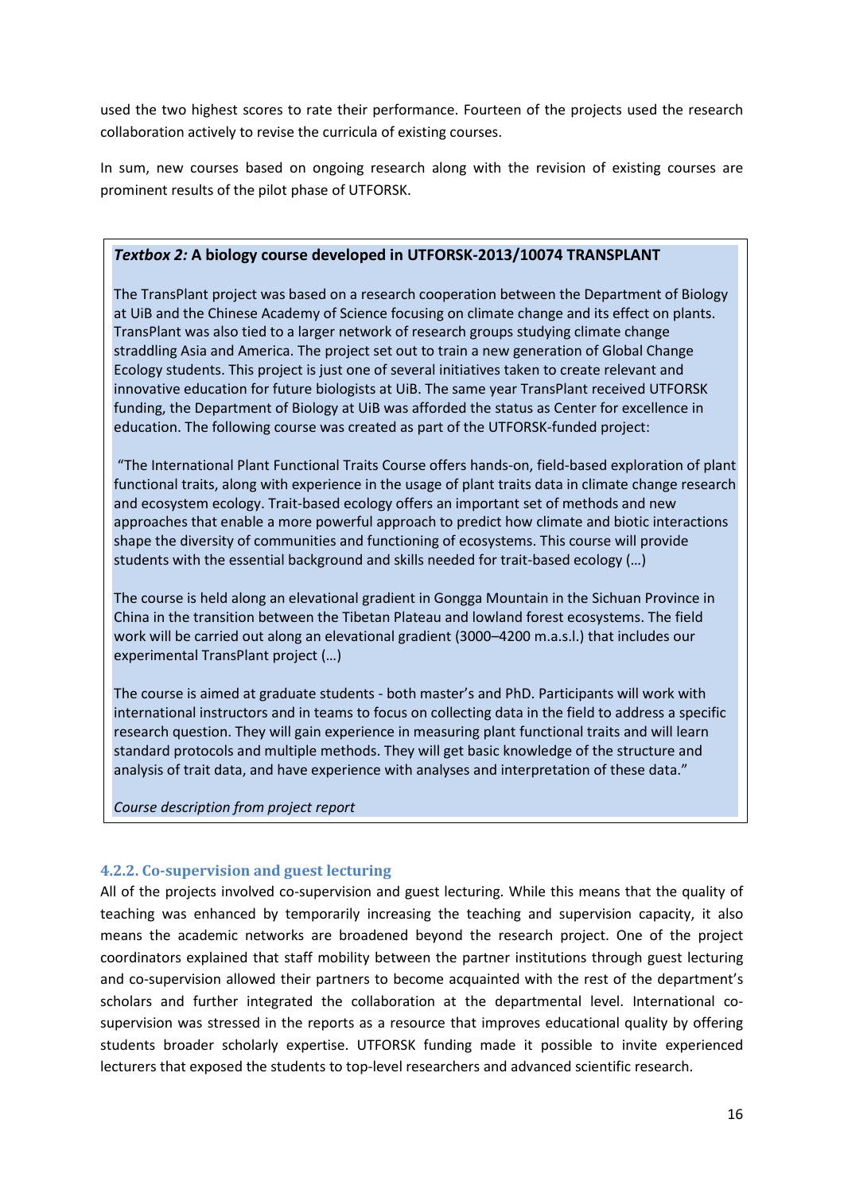used the two highest scores to rate their performance. Fourteen of the projects used the research collaboration actively to revise the curricula of existing courses.

In sum, new courses based on ongoing research along with the revision of existing courses are prominent results of the pilot phase of UTFORSK.

> ***Textbox 2:* A biology course developed in UTFORSK-2013/10074 TRANSPLANT**
>
> The TransPlant project was based on a research cooperation between the Department of Biology at UiB and the Chinese Academy of Science focusing on climate change and its effect on plants. TransPlant was also tied to a larger network of research groups studying climate change straddling Asia and America. The project set out to train a new generation of Global Change Ecology students. This project is just one of several initiatives taken to create relevant and innovative education for future biologists at UiB. The same year TransPlant received UTFORSK funding, the Department of Biology at UiB was afforded the status as Center for excellence in education. The following course was created as part of the UTFORSK-funded project:
>
> "The International Plant Functional Traits Course offers hands-on, field-based exploration of plant functional traits, along with experience in the usage of plant traits data in climate change research and ecosystem ecology. Trait-based ecology offers an important set of methods and new approaches that enable a more powerful approach to predict how climate and biotic interactions shape the diversity of communities and functioning of ecosystems. This course will provide students with the essential background and skills needed for trait-based ecology (…)
>
> The course is held along an elevational gradient in Gongga Mountain in the Sichuan Province in China in the transition between the Tibetan Plateau and lowland forest ecosystems. The field work will be carried out along an elevational gradient (3000–4200 m.a.s.l.) that includes our experimental TransPlant project (…)
>
> The course is aimed at graduate students - both master's and PhD. Participants will work with international instructors and in teams to focus on collecting data in the field to address a specific research question. They will gain experience in measuring plant functional traits and will learn standard protocols and multiple methods. They will get basic knowledge of the structure and analysis of trait data, and have experience with analyses and interpretation of these data."
>
> *Course description from project report*

### 4.2.2. Co-supervision and guest lecturing

All of the projects involved co-supervision and guest lecturing. While this means that the quality of teaching was enhanced by temporarily increasing the teaching and supervision capacity, it also means the academic networks are broadened beyond the research project. One of the project coordinators explained that staff mobility between the partner institutions through guest lecturing and co-supervision allowed their partners to become acquainted with the rest of the department's scholars and further integrated the collaboration at the departmental level. International co-supervision was stressed in the reports as a resource that improves educational quality by offering students broader scholarly expertise. UTFORSK funding made it possible to invite experienced lecturers that exposed the students to top-level researchers and advanced scientific research.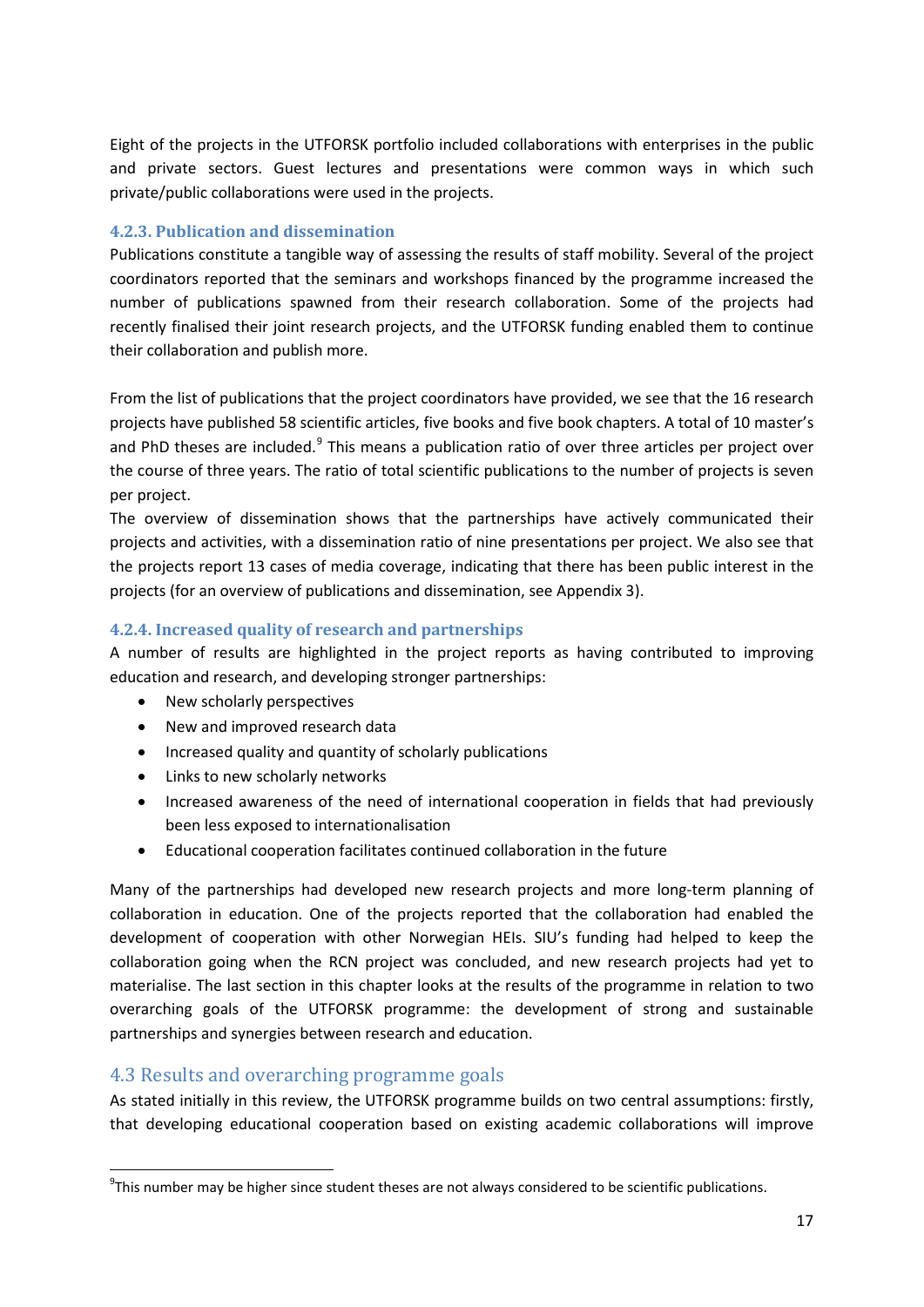Eight of the projects in the UTFORSK portfolio included collaborations with enterprises in the public and private sectors. Guest lectures and presentations were common ways in which such private/public collaborations were used in the projects.

### 4.2.3. Publication and dissemination

Publications constitute a tangible way of assessing the results of staff mobility. Several of the project coordinators reported that the seminars and workshops financed by the programme increased the number of publications spawned from their research collaboration. Some of the projects had recently finalised their joint research projects, and the UTFORSK funding enabled them to continue their collaboration and publish more.

From the list of publications that the project coordinators have provided, we see that the 16 research projects have published 58 scientific articles, five books and five book chapters. A total of 10 master's and PhD theses are included.[9] This means a publication ratio of over three articles per project over the course of three years. The ratio of total scientific publications to the number of projects is seven per project.

The overview of dissemination shows that the partnerships have actively communicated their projects and activities, with a dissemination ratio of nine presentations per project. We also see that the projects report 13 cases of media coverage, indicating that there has been public interest in the projects (for an overview of publications and dissemination, see Appendix 3).

### 4.2.4. Increased quality of research and partnerships

A number of results are highlighted in the project reports as having contributed to improving education and research, and developing stronger partnerships:

- New scholarly perspectives
- New and improved research data
- Increased quality and quantity of scholarly publications
- Links to new scholarly networks
- Increased awareness of the need of international cooperation in fields that had previously been less exposed to internationalisation
- Educational cooperation facilitates continued collaboration in the future

Many of the partnerships had developed new research projects and more long-term planning of collaboration in education. One of the projects reported that the collaboration had enabled the development of cooperation with other Norwegian HEIs. SIU's funding had helped to keep the collaboration going when the RCN project was concluded, and new research projects had yet to materialise. The last section in this chapter looks at the results of the programme in relation to two overarching goals of the UTFORSK programme: the development of strong and sustainable partnerships and synergies between research and education.

## 4.3 Results and overarching programme goals

As stated initially in this review, the UTFORSK programme builds on two central assumptions: firstly, that developing educational cooperation based on existing academic collaborations will improve

[9] This number may be higher since student theses are not always considered to be scientific publications.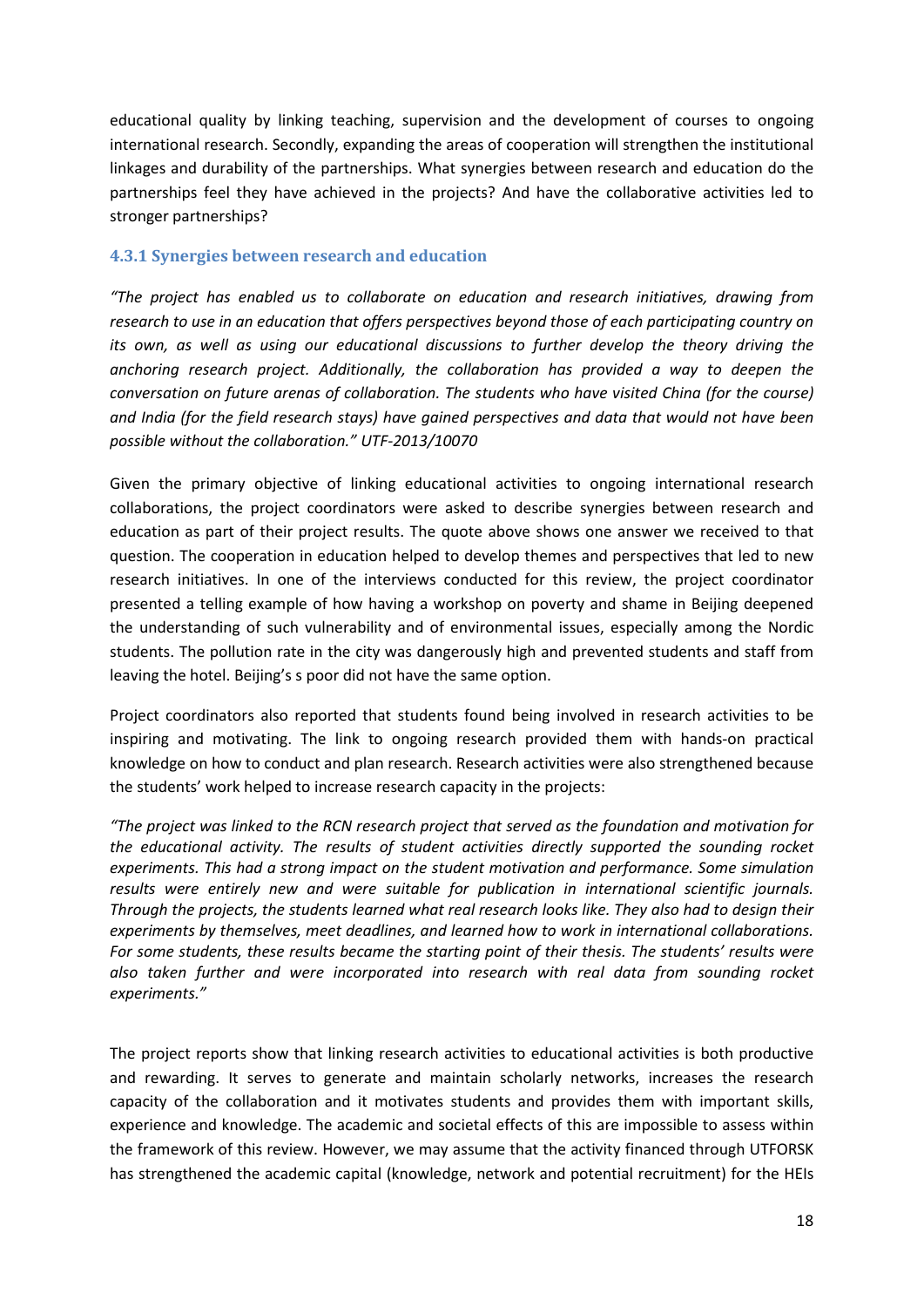educational quality by linking teaching, supervision and the development of courses to ongoing international research. Secondly, expanding the areas of cooperation will strengthen the institutional linkages and durability of the partnerships. What synergies between research and education do the partnerships feel they have achieved in the projects? And have the collaborative activities led to stronger partnerships?

### 4.3.1 Synergies between research and education

*"The project has enabled us to collaborate on education and research initiatives, drawing from research to use in an education that offers perspectives beyond those of each participating country on its own, as well as using our educational discussions to further develop the theory driving the anchoring research project. Additionally, the collaboration has provided a way to deepen the conversation on future arenas of collaboration. The students who have visited China (for the course) and India (for the field research stays) have gained perspectives and data that would not have been possible without the collaboration." UTF-2013/10070*

Given the primary objective of linking educational activities to ongoing international research collaborations, the project coordinators were asked to describe synergies between research and education as part of their project results. The quote above shows one answer we received to that question. The cooperation in education helped to develop themes and perspectives that led to new research initiatives. In one of the interviews conducted for this review, the project coordinator presented a telling example of how having a workshop on poverty and shame in Beijing deepened the understanding of such vulnerability and of environmental issues, especially among the Nordic students. The pollution rate in the city was dangerously high and prevented students and staff from leaving the hotel. Beijing's s poor did not have the same option.

Project coordinators also reported that students found being involved in research activities to be inspiring and motivating. The link to ongoing research provided them with hands-on practical knowledge on how to conduct and plan research. Research activities were also strengthened because the students' work helped to increase research capacity in the projects:

*"The project was linked to the RCN research project that served as the foundation and motivation for the educational activity. The results of student activities directly supported the sounding rocket experiments. This had a strong impact on the student motivation and performance. Some simulation results were entirely new and were suitable for publication in international scientific journals. Through the projects, the students learned what real research looks like. They also had to design their experiments by themselves, meet deadlines, and learned how to work in international collaborations. For some students, these results became the starting point of their thesis. The students' results were also taken further and were incorporated into research with real data from sounding rocket experiments."*

The project reports show that linking research activities to educational activities is both productive and rewarding. It serves to generate and maintain scholarly networks, increases the research capacity of the collaboration and it motivates students and provides them with important skills, experience and knowledge. The academic and societal effects of this are impossible to assess within the framework of this review. However, we may assume that the activity financed through UTFORSK has strengthened the academic capital (knowledge, network and potential recruitment) for the HEIs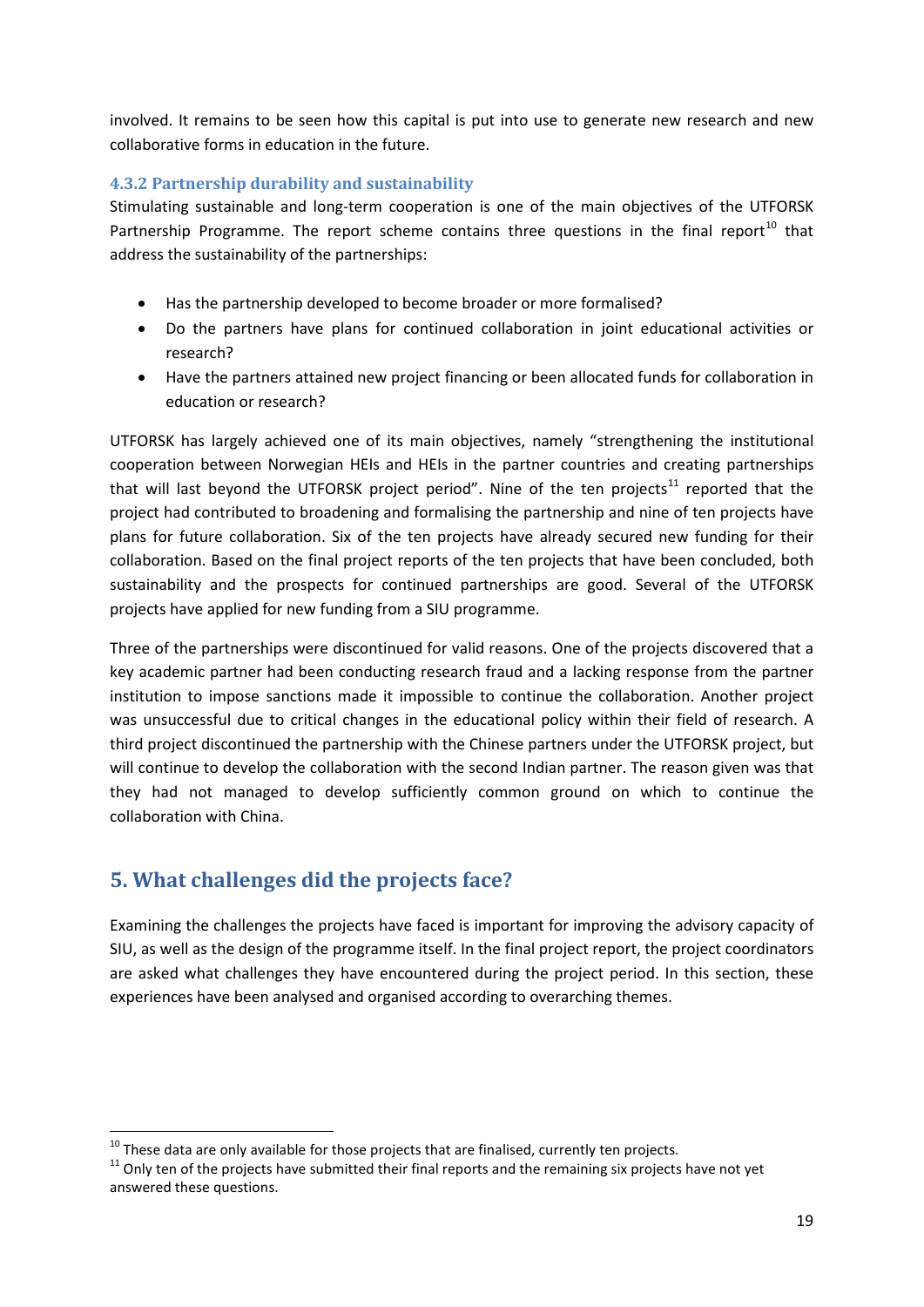involved. It remains to be seen how this capital is put into use to generate new research and new collaborative forms in education in the future.

### 4.3.2 Partnership durability and sustainability

Stimulating sustainable and long-term cooperation is one of the main objectives of the UTFORSK Partnership Programme. The report scheme contains three questions in the final report[10] that address the sustainability of the partnerships:

- Has the partnership developed to become broader or more formalised?
- Do the partners have plans for continued collaboration in joint educational activities or research?
- Have the partners attained new project financing or been allocated funds for collaboration in education or research?

UTFORSK has largely achieved one of its main objectives, namely "strengthening the institutional cooperation between Norwegian HEIs and HEIs in the partner countries and creating partnerships that will last beyond the UTFORSK project period". Nine of the ten projects[11] reported that the project had contributed to broadening and formalising the partnership and nine of ten projects have plans for future collaboration. Six of the ten projects have already secured new funding for their collaboration. Based on the final project reports of the ten projects that have been concluded, both sustainability and the prospects for continued partnerships are good. Several of the UTFORSK projects have applied for new funding from a SIU programme.

Three of the partnerships were discontinued for valid reasons. One of the projects discovered that a key academic partner had been conducting research fraud and a lacking response from the partner institution to impose sanctions made it impossible to continue the collaboration. Another project was unsuccessful due to critical changes in the educational policy within their field of research. A third project discontinued the partnership with the Chinese partners under the UTFORSK project, but will continue to develop the collaboration with the second Indian partner. The reason given was that they had not managed to develop sufficiently common ground on which to continue the collaboration with China.

## 5. What challenges did the projects face?

Examining the challenges the projects have faced is important for improving the advisory capacity of SIU, as well as the design of the programme itself. In the final project report, the project coordinators are asked what challenges they have encountered during the project period. In this section, these experiences have been analysed and organised according to overarching themes.

---

[10] These data are only available for those projects that are finalised, currently ten projects.

[11] Only ten of the projects have submitted their final reports and the remaining six projects have not yet answered these questions.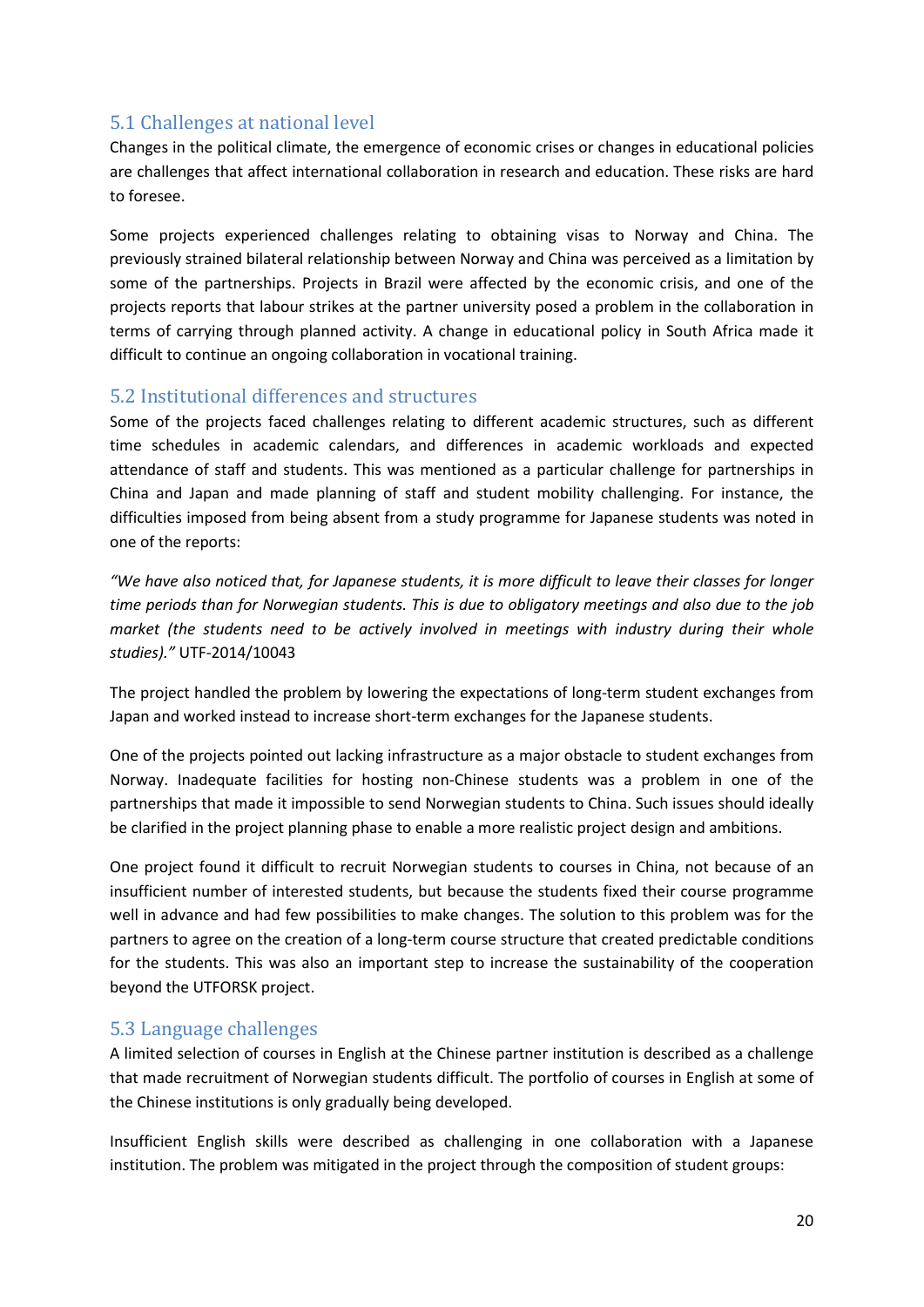## 5.1 Challenges at national level

Changes in the political climate, the emergence of economic crises or changes in educational policies are challenges that affect international collaboration in research and education. These risks are hard to foresee.

Some projects experienced challenges relating to obtaining visas to Norway and China. The previously strained bilateral relationship between Norway and China was perceived as a limitation by some of the partnerships. Projects in Brazil were affected by the economic crisis, and one of the projects reports that labour strikes at the partner university posed a problem in the collaboration in terms of carrying through planned activity. A change in educational policy in South Africa made it difficult to continue an ongoing collaboration in vocational training.

## 5.2 Institutional differences and structures

Some of the projects faced challenges relating to different academic structures, such as different time schedules in academic calendars, and differences in academic workloads and expected attendance of staff and students. This was mentioned as a particular challenge for partnerships in China and Japan and made planning of staff and student mobility challenging. For instance, the difficulties imposed from being absent from a study programme for Japanese students was noted in one of the reports:

*"We have also noticed that, for Japanese students, it is more difficult to leave their classes for longer time periods than for Norwegian students. This is due to obligatory meetings and also due to the job market (the students need to be actively involved in meetings with industry during their whole studies)."* UTF-2014/10043

The project handled the problem by lowering the expectations of long-term student exchanges from Japan and worked instead to increase short-term exchanges for the Japanese students.

One of the projects pointed out lacking infrastructure as a major obstacle to student exchanges from Norway. Inadequate facilities for hosting non-Chinese students was a problem in one of the partnerships that made it impossible to send Norwegian students to China. Such issues should ideally be clarified in the project planning phase to enable a more realistic project design and ambitions.

One project found it difficult to recruit Norwegian students to courses in China, not because of an insufficient number of interested students, but because the students fixed their course programme well in advance and had few possibilities to make changes. The solution to this problem was for the partners to agree on the creation of a long-term course structure that created predictable conditions for the students. This was also an important step to increase the sustainability of the cooperation beyond the UTFORSK project.

## 5.3 Language challenges

A limited selection of courses in English at the Chinese partner institution is described as a challenge that made recruitment of Norwegian students difficult. The portfolio of courses in English at some of the Chinese institutions is only gradually being developed.

Insufficient English skills were described as challenging in one collaboration with a Japanese institution. The problem was mitigated in the project through the composition of student groups: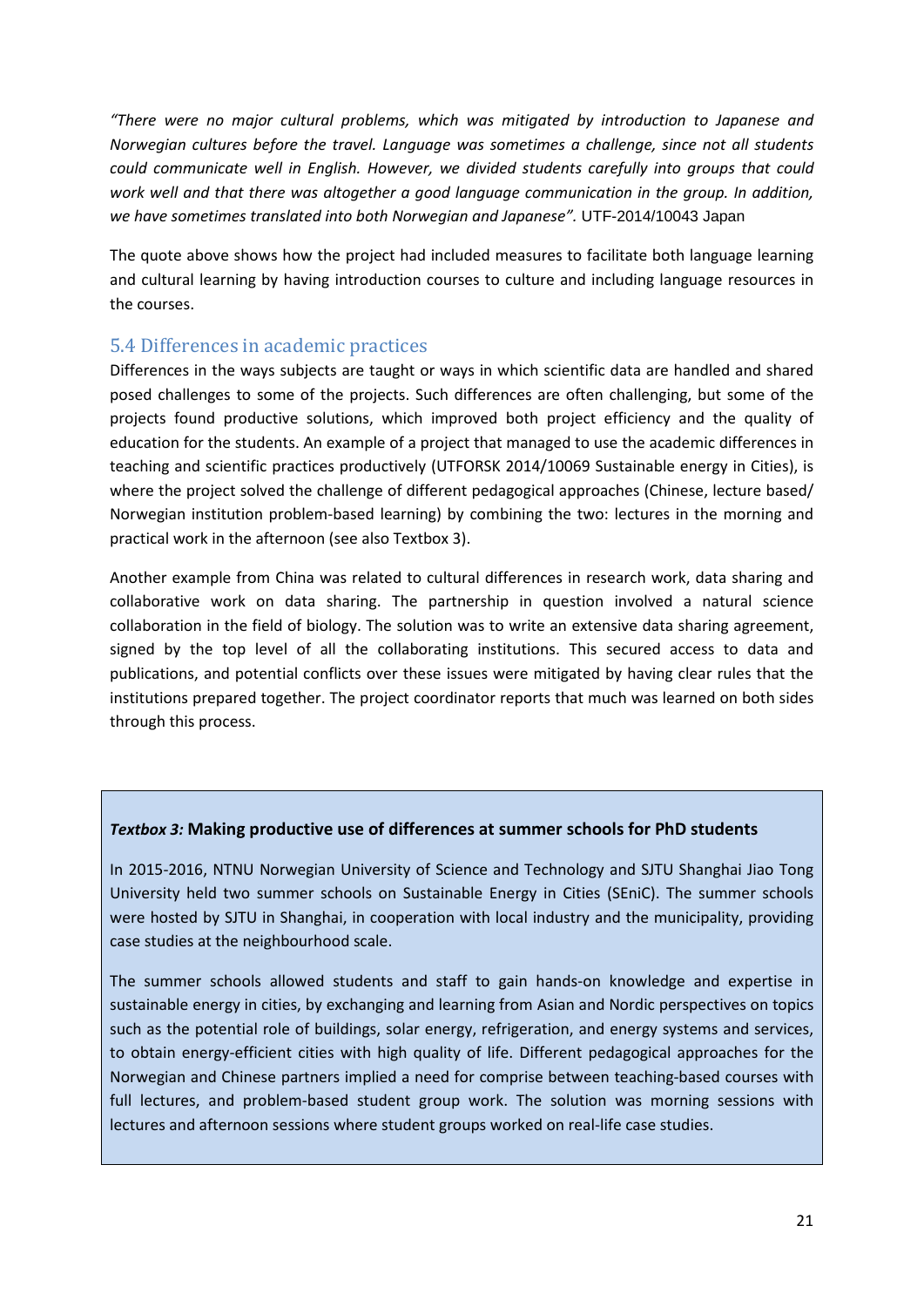*"There were no major cultural problems, which was mitigated by introduction to Japanese and Norwegian cultures before the travel. Language was sometimes a challenge, since not all students could communicate well in English. However, we divided students carefully into groups that could work well and that there was altogether a good language communication in the group. In addition, we have sometimes translated into both Norwegian and Japanese".* UTF-2014/10043 Japan

The quote above shows how the project had included measures to facilitate both language learning and cultural learning by having introduction courses to culture and including language resources in the courses.

### 5.4 Differences in academic practices

Differences in the ways subjects are taught or ways in which scientific data are handled and shared posed challenges to some of the projects. Such differences are often challenging, but some of the projects found productive solutions, which improved both project efficiency and the quality of education for the students. An example of a project that managed to use the academic differences in teaching and scientific practices productively (UTFORSK 2014/10069 Sustainable energy in Cities), is where the project solved the challenge of different pedagogical approaches (Chinese, lecture based/ Norwegian institution problem-based learning) by combining the two: lectures in the morning and practical work in the afternoon (see also Textbox 3).

Another example from China was related to cultural differences in research work, data sharing and collaborative work on data sharing. The partnership in question involved a natural science collaboration in the field of biology. The solution was to write an extensive data sharing agreement, signed by the top level of all the collaborating institutions. This secured access to data and publications, and potential conflicts over these issues were mitigated by having clear rules that the institutions prepared together. The project coordinator reports that much was learned on both sides through this process.

***Textbox 3:*** **Making productive use of differences at summer schools for PhD students**

In 2015-2016, NTNU Norwegian University of Science and Technology and SJTU Shanghai Jiao Tong University held two summer schools on Sustainable Energy in Cities (SEniC). The summer schools were hosted by SJTU in Shanghai, in cooperation with local industry and the municipality, providing case studies at the neighbourhood scale.

The summer schools allowed students and staff to gain hands-on knowledge and expertise in sustainable energy in cities, by exchanging and learning from Asian and Nordic perspectives on topics such as the potential role of buildings, solar energy, refrigeration, and energy systems and services, to obtain energy-efficient cities with high quality of life. Different pedagogical approaches for the Norwegian and Chinese partners implied a need for comprise between teaching-based courses with full lectures, and problem-based student group work. The solution was morning sessions with lectures and afternoon sessions where student groups worked on real-life case studies.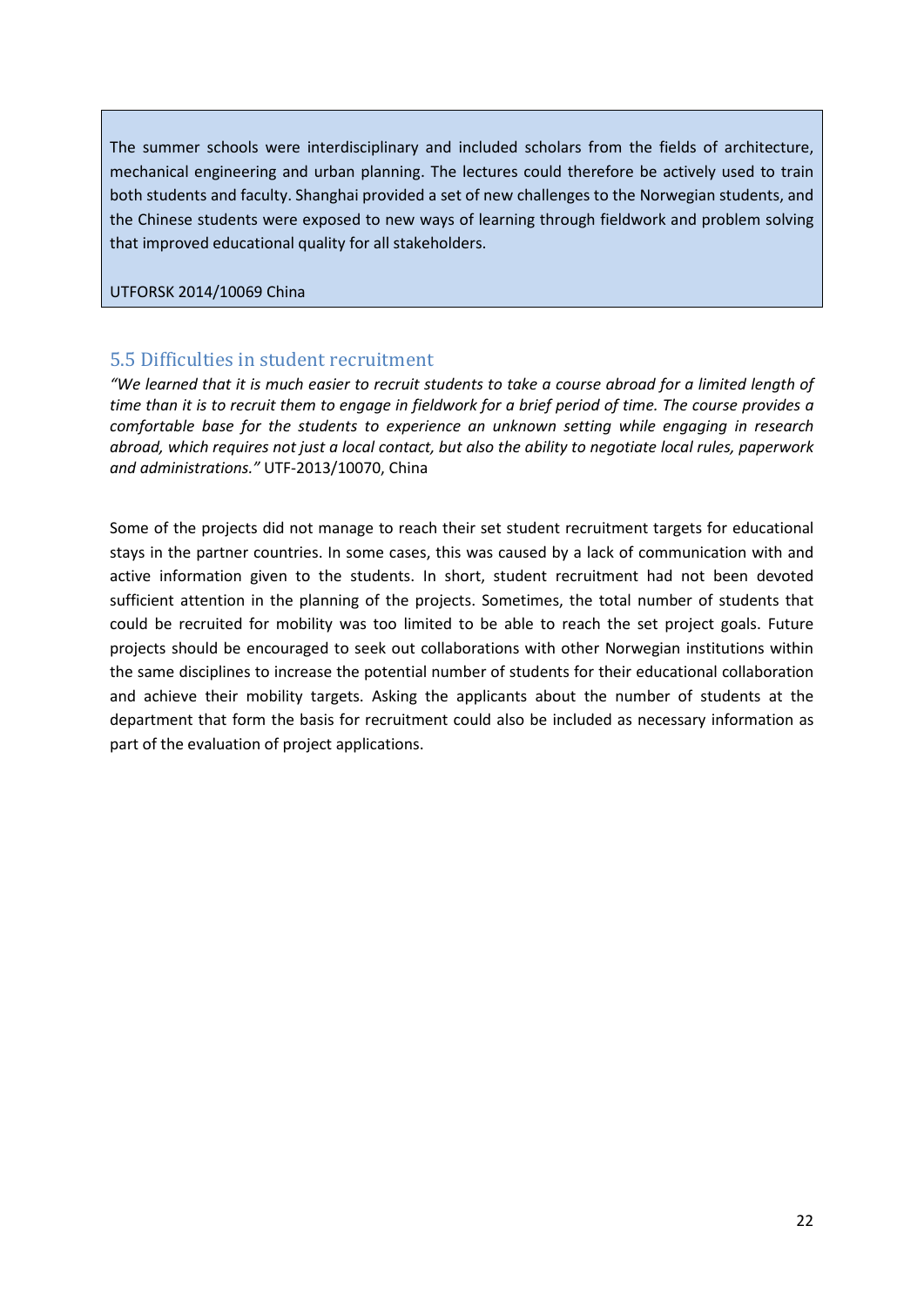> The summer schools were interdisciplinary and included scholars from the fields of architecture, mechanical engineering and urban planning. The lectures could therefore be actively used to train both students and faculty. Shanghai provided a set of new challenges to the Norwegian students, and the Chinese students were exposed to new ways of learning through fieldwork and problem solving that improved educational quality for all stakeholders.
>
> UTFORSK 2014/10069 China

## 5.5 Difficulties in student recruitment

*"We learned that it is much easier to recruit students to take a course abroad for a limited length of time than it is to recruit them to engage in fieldwork for a brief period of time. The course provides a comfortable base for the students to experience an unknown setting while engaging in research abroad, which requires not just a local contact, but also the ability to negotiate local rules, paperwork and administrations."* UTF-2013/10070, China

Some of the projects did not manage to reach their set student recruitment targets for educational stays in the partner countries. In some cases, this was caused by a lack of communication with and active information given to the students. In short, student recruitment had not been devoted sufficient attention in the planning of the projects. Sometimes, the total number of students that could be recruited for mobility was too limited to be able to reach the set project goals. Future projects should be encouraged to seek out collaborations with other Norwegian institutions within the same disciplines to increase the potential number of students for their educational collaboration and achieve their mobility targets. Asking the applicants about the number of students at the department that form the basis for recruitment could also be included as necessary information as part of the evaluation of project applications.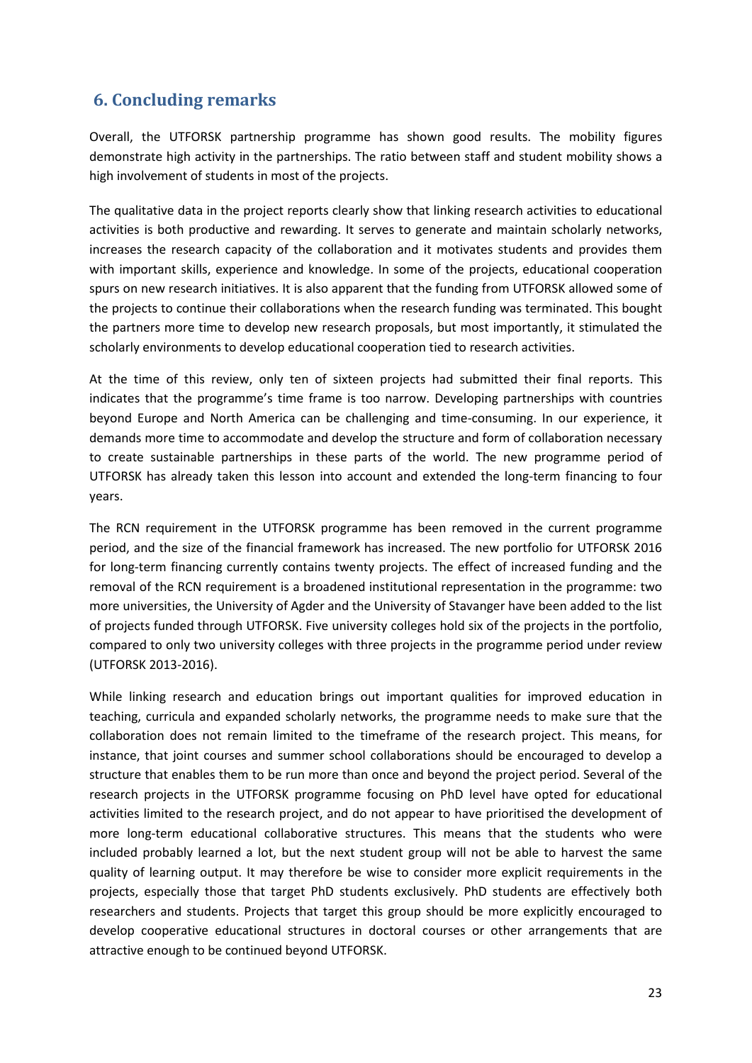## 6. Concluding remarks

Overall, the UTFORSK partnership programme has shown good results. The mobility figures demonstrate high activity in the partnerships. The ratio between staff and student mobility shows a high involvement of students in most of the projects.

The qualitative data in the project reports clearly show that linking research activities to educational activities is both productive and rewarding. It serves to generate and maintain scholarly networks, increases the research capacity of the collaboration and it motivates students and provides them with important skills, experience and knowledge. In some of the projects, educational cooperation spurs on new research initiatives. It is also apparent that the funding from UTFORSK allowed some of the projects to continue their collaborations when the research funding was terminated. This bought the partners more time to develop new research proposals, but most importantly, it stimulated the scholarly environments to develop educational cooperation tied to research activities.

At the time of this review, only ten of sixteen projects had submitted their final reports. This indicates that the programme's time frame is too narrow. Developing partnerships with countries beyond Europe and North America can be challenging and time-consuming. In our experience, it demands more time to accommodate and develop the structure and form of collaboration necessary to create sustainable partnerships in these parts of the world. The new programme period of UTFORSK has already taken this lesson into account and extended the long-term financing to four years.

The RCN requirement in the UTFORSK programme has been removed in the current programme period, and the size of the financial framework has increased. The new portfolio for UTFORSK 2016 for long-term financing currently contains twenty projects. The effect of increased funding and the removal of the RCN requirement is a broadened institutional representation in the programme: two more universities, the University of Agder and the University of Stavanger have been added to the list of projects funded through UTFORSK. Five university colleges hold six of the projects in the portfolio, compared to only two university colleges with three projects in the programme period under review (UTFORSK 2013-2016).

While linking research and education brings out important qualities for improved education in teaching, curricula and expanded scholarly networks, the programme needs to make sure that the collaboration does not remain limited to the timeframe of the research project. This means, for instance, that joint courses and summer school collaborations should be encouraged to develop a structure that enables them to be run more than once and beyond the project period. Several of the research projects in the UTFORSK programme focusing on PhD level have opted for educational activities limited to the research project, and do not appear to have prioritised the development of more long-term educational collaborative structures. This means that the students who were included probably learned a lot, but the next student group will not be able to harvest the same quality of learning output. It may therefore be wise to consider more explicit requirements in the projects, especially those that target PhD students exclusively. PhD students are effectively both researchers and students. Projects that target this group should be more explicitly encouraged to develop cooperative educational structures in doctoral courses or other arrangements that are attractive enough to be continued beyond UTFORSK.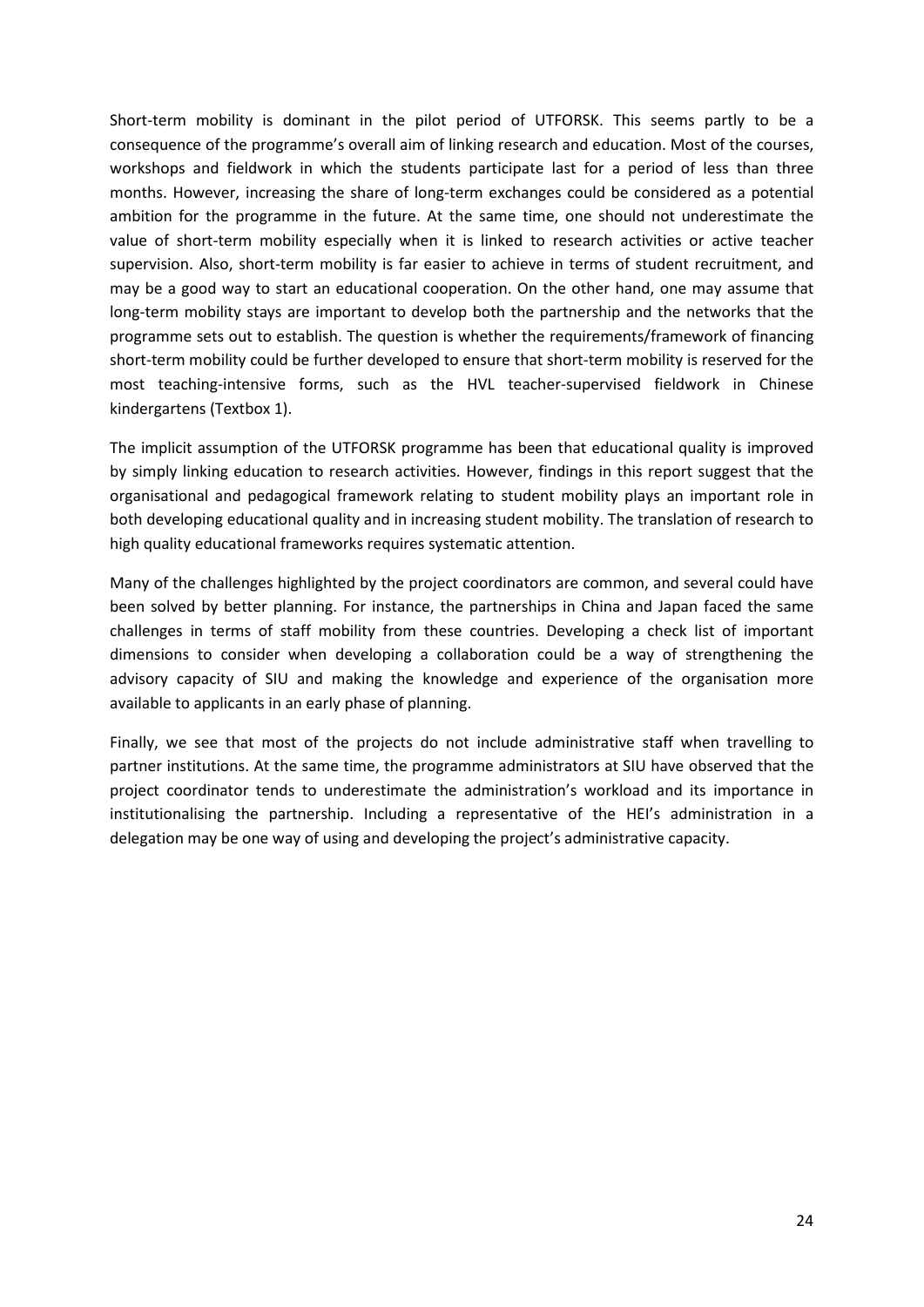Short-term mobility is dominant in the pilot period of UTFORSK. This seems partly to be a consequence of the programme's overall aim of linking research and education. Most of the courses, workshops and fieldwork in which the students participate last for a period of less than three months. However, increasing the share of long-term exchanges could be considered as a potential ambition for the programme in the future. At the same time, one should not underestimate the value of short-term mobility especially when it is linked to research activities or active teacher supervision. Also, short-term mobility is far easier to achieve in terms of student recruitment, and may be a good way to start an educational cooperation. On the other hand, one may assume that long-term mobility stays are important to develop both the partnership and the networks that the programme sets out to establish. The question is whether the requirements/framework of financing short-term mobility could be further developed to ensure that short-term mobility is reserved for the most teaching-intensive forms, such as the HVL teacher-supervised fieldwork in Chinese kindergartens (Textbox 1).

The implicit assumption of the UTFORSK programme has been that educational quality is improved by simply linking education to research activities. However, findings in this report suggest that the organisational and pedagogical framework relating to student mobility plays an important role in both developing educational quality and in increasing student mobility. The translation of research to high quality educational frameworks requires systematic attention.

Many of the challenges highlighted by the project coordinators are common, and several could have been solved by better planning. For instance, the partnerships in China and Japan faced the same challenges in terms of staff mobility from these countries. Developing a check list of important dimensions to consider when developing a collaboration could be a way of strengthening the advisory capacity of SIU and making the knowledge and experience of the organisation more available to applicants in an early phase of planning.

Finally, we see that most of the projects do not include administrative staff when travelling to partner institutions. At the same time, the programme administrators at SIU have observed that the project coordinator tends to underestimate the administration's workload and its importance in institutionalising the partnership. Including a representative of the HEI's administration in a delegation may be one way of using and developing the project's administrative capacity.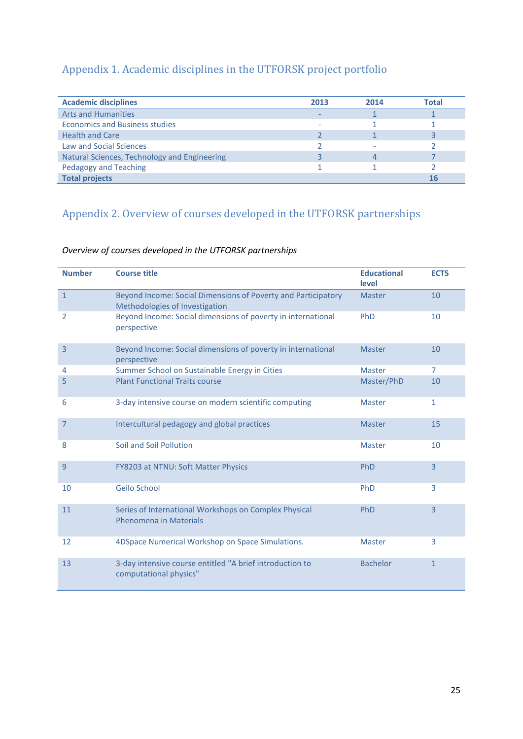## Appendix 1. Academic disciplines in the UTFORSK project portfolio

| Academic disciplines | 2013 | 2014 | Total |
|---|---|---|---|
| Arts and Humanities | - | 1 | 1 |
| Economics and Business studies | - | 1 | 1 |
| Health and Care | 2 | 1 | 3 |
| Law and Social Sciences | 2 | - | 2 |
| Natural Sciences, Technology and Engineering | 3 | 4 | 7 |
| Pedagogy and Teaching | 1 | 1 | 2 |
| **Total projects** | | | **16** |

## Appendix 2. Overview of courses developed in the UTFORSK partnerships

*Overview of courses developed in the UTFORSK partnerships*

| Number | Course title | Educational level | ECTS |
|---|---|---|---|
| 1 | Beyond Income: Social Dimensions of Poverty and Participatory Methodologies of Investigation | Master | 10 |
| 2 | Beyond Income: Social dimensions of poverty in international perspective | PhD | 10 |
| 3 | Beyond Income: Social dimensions of poverty in international perspective | Master | 10 |
| 4 | Summer School on Sustainable Energy in Cities | Master | 7 |
| 5 | Plant Functional Traits course | Master/PhD | 10 |
| 6 | 3-day intensive course on modern scientific computing | Master | 1 |
| 7 | Intercultural pedagogy and global practices | Master | 15 |
| 8 | Soil and Soil Pollution | Master | 10 |
| 9 | FY8203 at NTNU: Soft Matter Physics | PhD | 3 |
| 10 | Geilo School | PhD | 3 |
| 11 | Series of International Workshops on Complex Physical Phenomena in Materials | PhD | 3 |
| 12 | 4DSpace Numerical Workshop on Space Simulations. | Master | 3 |
| 13 | 3-day intensive course entitled "A brief introduction to computational physics" | Bachelor | 1 |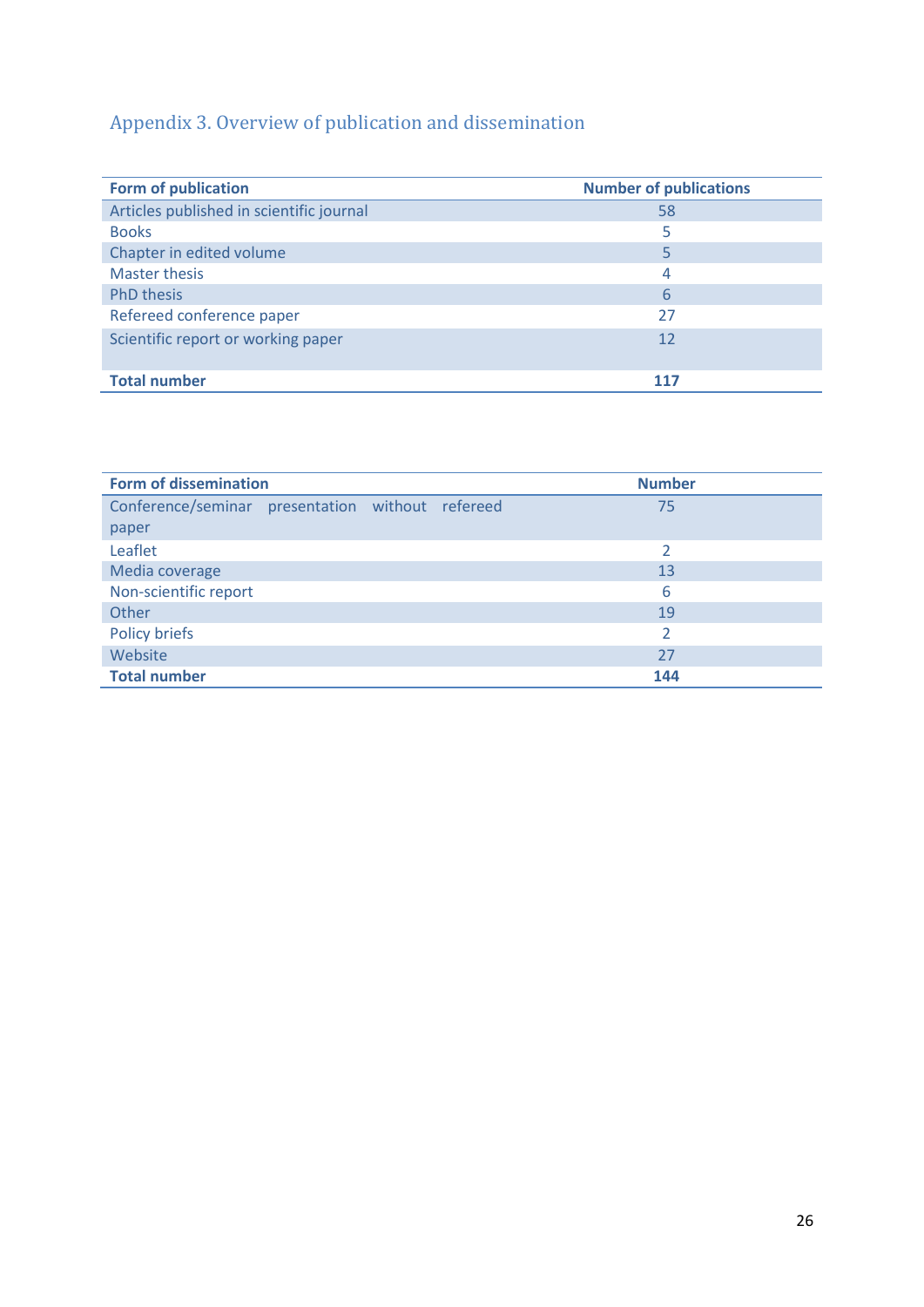## Appendix 3. Overview of publication and dissemination

| Form of publication | Number of publications |
|---|---|
| Articles published in scientific journal | 58 |
| Books | 5 |
| Chapter in edited volume | 5 |
| Master thesis | 4 |
| PhD thesis | 6 |
| Refereed conference paper | 27 |
| Scientific report or working paper | 12 |
| **Total number** | **117** |

| Form of dissemination | Number |
|---|---|
| Conference/seminar presentation without refereed paper | 75 |
| Leaflet | 2 |
| Media coverage | 13 |
| Non-scientific report | 6 |
| Other | 19 |
| Policy briefs | 2 |
| Website | 27 |
| **Total number** | **144** |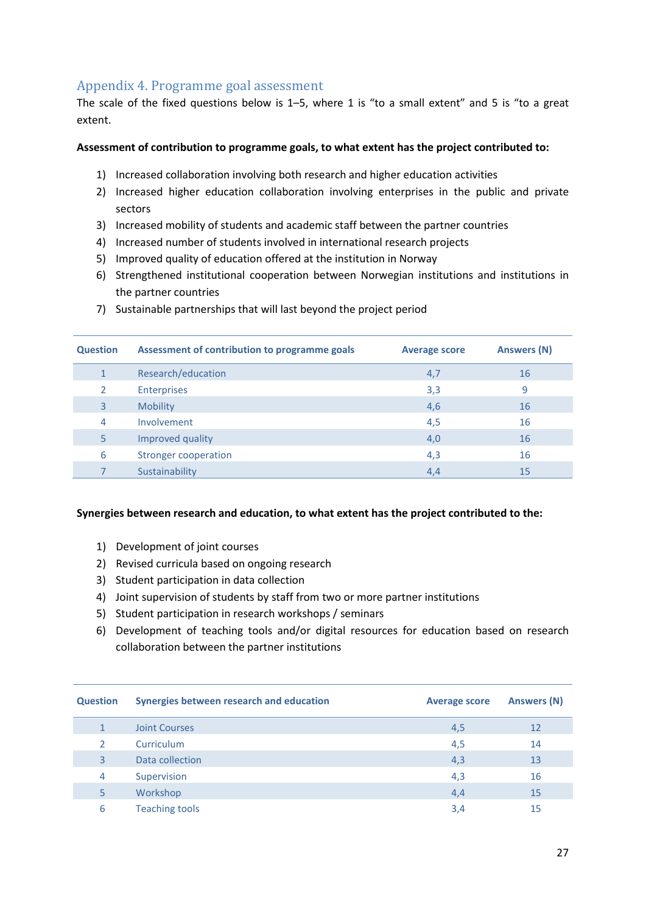## Appendix 4. Programme goal assessment

The scale of the fixed questions below is 1–5, where 1 is “to a small extent” and 5 is “to a great extent.

**Assessment of contribution to programme goals, to what extent has the project contributed to:**

1) Increased collaboration involving both research and higher education activities
2) Increased higher education collaboration involving enterprises in the public and private sectors
3) Increased mobility of students and academic staff between the partner countries
4) Increased number of students involved in international research projects
5) Improved quality of education offered at the institution in Norway
6) Strengthened institutional cooperation between Norwegian institutions and institutions in the partner countries
7) Sustainable partnerships that will last beyond the project period

| Question | Assessment of contribution to programme goals | Average score | Answers (N) |
|---|---|---|---|
| 1 | Research/education | 4,7 | 16 |
| 2 | Enterprises | 3,3 | 9 |
| 3 | Mobility | 4,6 | 16 |
| 4 | Involvement | 4,5 | 16 |
| 5 | Improved quality | 4,0 | 16 |
| 6 | Stronger cooperation | 4,3 | 16 |
| 7 | Sustainability | 4,4 | 15 |

**Synergies between research and education, to what extent has the project contributed to the:**

1) Development of joint courses
2) Revised curricula based on ongoing research
3) Student participation in data collection
4) Joint supervision of students by staff from two or more partner institutions
5) Student participation in research workshops / seminars
6) Development of teaching tools and/or digital resources for education based on research collaboration between the partner institutions

| Question | Synergies between research and education | Average score | Answers (N) |
|---|---|---|---|
| 1 | Joint Courses | 4,5 | 12 |
| 2 | Curriculum | 4,5 | 14 |
| 3 | Data collection | 4,3 | 13 |
| 4 | Supervision | 4,3 | 16 |
| 5 | Workshop | 4,4 | 15 |
| 6 | Teaching tools | 3,4 | 15 |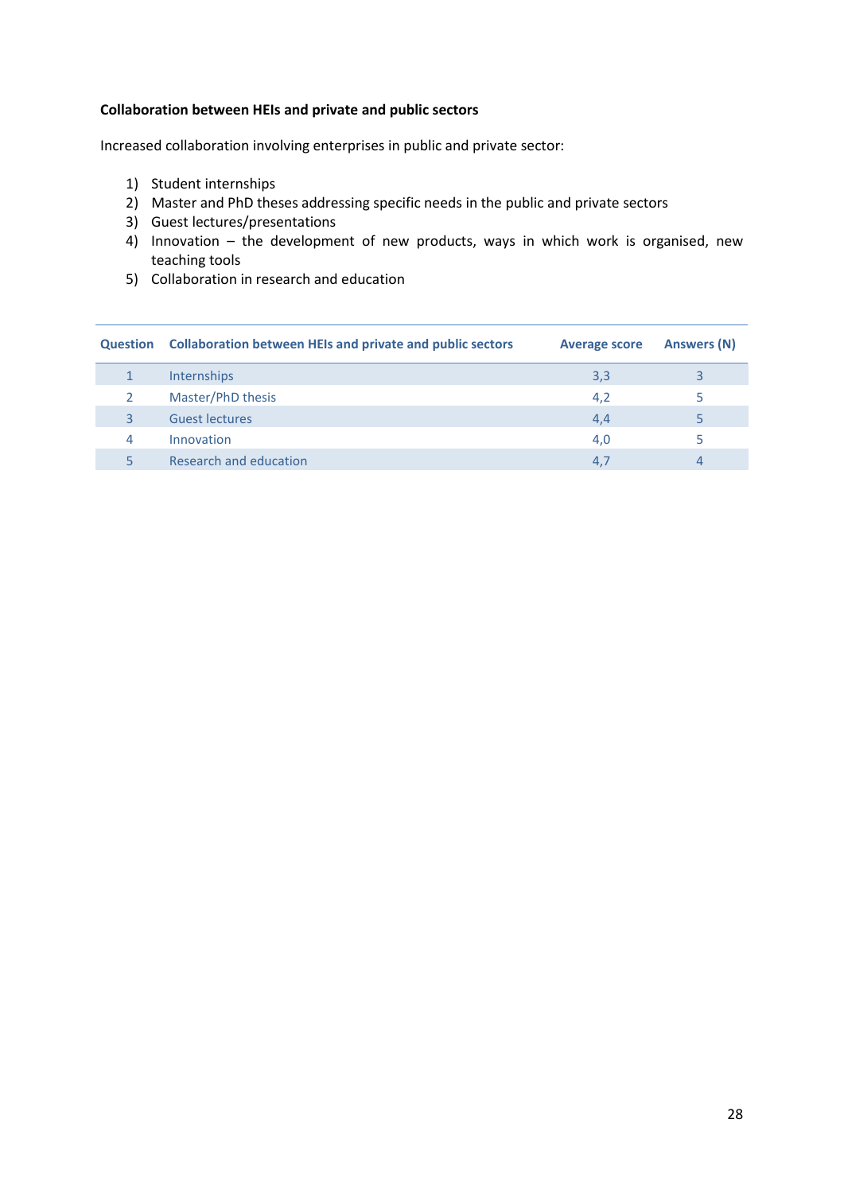**Collaboration between HEIs and private and public sectors**

Increased collaboration involving enterprises in public and private sector:

1) Student internships
2) Master and PhD theses addressing specific needs in the public and private sectors
3) Guest lectures/presentations
4) Innovation – the development of new products, ways in which work is organised, new teaching tools
5) Collaboration in research and education

| Question | Collaboration between HEIs and private and public sectors | Average score | Answers (N) |
|---|---|---|---|
| 1 | Internships | 3,3 | 3 |
| 2 | Master/PhD thesis | 4,2 | 5 |
| 3 | Guest lectures | 4,4 | 5 |
| 4 | Innovation | 4,0 | 5 |
| 5 | Research and education | 4,7 | 4 |